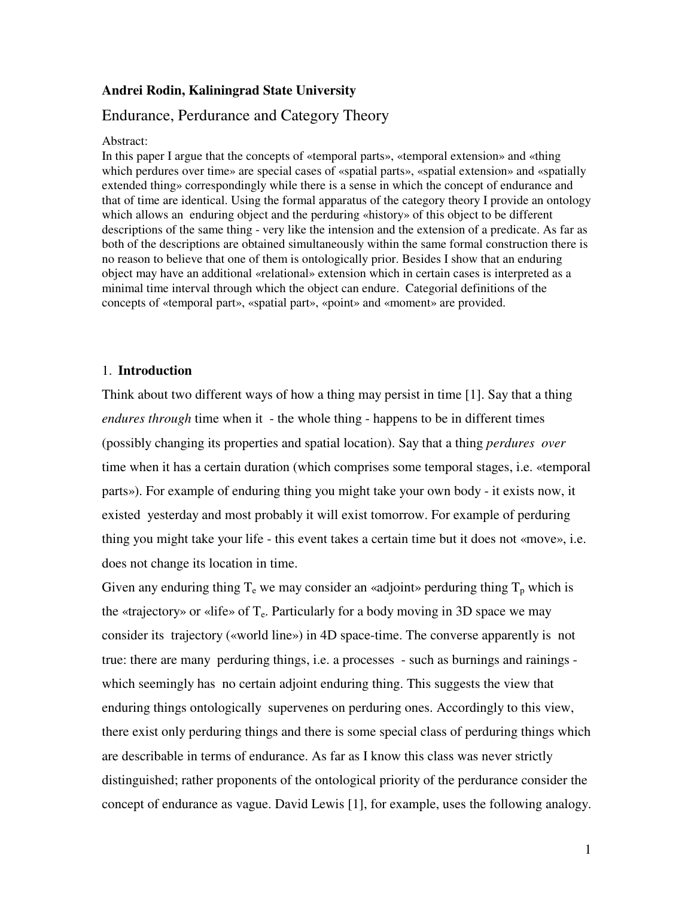**Andrei Rodin, Kaliningrad State University**

# Endurance, Perdurance and Category Theory

Abstract:

In this paper I argue that the concepts of «temporal parts», «temporal extension» and «thing which perdures over time» are special cases of «spatial parts», «spatial extension» and «spatially extended thing» correspondingly while there is a sense in which the concept of endurance and that of time are identical. Using the formal apparatus of the category theory I provide an ontology which allows an enduring object and the perduring «history» of this object to be different descriptions of the same thing - very like the intension and the extension of a predicate. As far as both of the descriptions are obtained simultaneously within the same formal construction there is no reason to believe that one of them is ontologically prior. Besides I show that an enduring object may have an additional «relational» extension which in certain cases is interpreted as a minimal time interval through which the object can endure. Categorial definitions of the concepts of «temporal part», «spatial part», «point» and «moment» are provided.

## 1. **Introduction**

Think about two different ways of how a thing may persist in time [1]. Say that a thing *endures through* time when it - the whole thing - happens to be in different times (possibly changing its properties and spatial location). Say that a thing *perdures over* time when it has a certain duration (which comprises some temporal stages, i.e. «temporal parts»). For example of enduring thing you might take your own body - it exists now, it existed yesterday and most probably it will exist tomorrow. For example of perduring thing you might take your life - this event takes a certain time but it does not «move», i.e. does not change its location in time.

Given any enduring thing $T_e$ we may consider an «adjoint» perduring thing $T_p$ which is the «trajectory» or «life» of $T_e$. Particularly for a body moving in 3D space we may consider its trajectory («world line») in 4D space-time. The converse apparently is not true: there are many perduring things, i.e. a processes - such as burnings and rainings - which seemingly has no certain adjoint enduring thing. This suggests the view that enduring things ontologically supervenes on perduring ones. Accordingly to this view, there exist only perduring things and there is some special class of perduring things which are describable in terms of endurance. As far as I know this class was never strictly distinguished; rather proponents of the ontological priority of the perdurance consider the concept of endurance as vague. David Lewis [1], for example, uses the following analogy.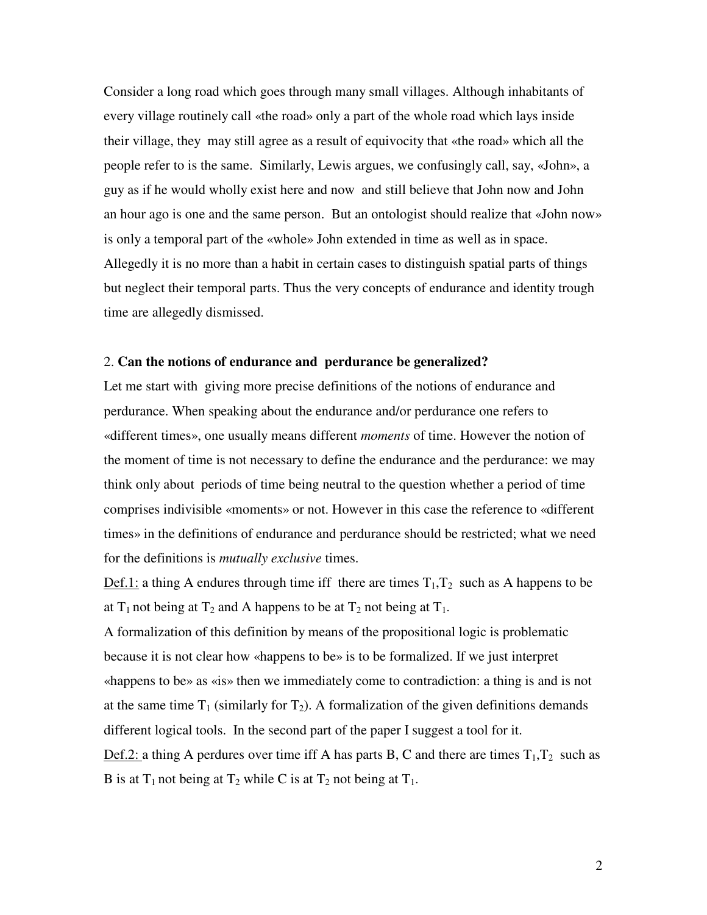Consider a long road which goes through many small villages. Although inhabitants of every village routinely call «the road» only a part of the whole road which lays inside their village, they may still agree as a result of equivocity that «the road» which all the people refer to is the same. Similarly, Lewis argues, we confusingly call, say, «John», a guy as if he would wholly exist here and now and still believe that John now and John an hour ago is one and the same person. But an ontologist should realize that «John now» is only a temporal part of the «whole» John extended in time as well as in space. Allegedly it is no more than a habit in certain cases to distinguish spatial parts of things but neglect their temporal parts. Thus the very concepts of endurance and identity trough time are allegedly dismissed.

## 2. **Can the notions of endurance and perdurance be generalized?**

Let me start with giving more precise definitions of the notions of endurance and perdurance. When speaking about the endurance and/or perdurance one refers to «different times», one usually means different *moments* of time. However the notion of the moment of time is not necessary to define the endurance and the perdurance: we may think only about periods of time being neutral to the question whether a period of time comprises indivisible «moments» or not. However in this case the reference to «different times» in the definitions of endurance and perdurance should be restricted; what we need for the definitions is *mutually exclusive* times.

Def.1: a thing A endures through time iff there are times $T_1$,$T_2$ such as A happens to be at $T_1$ not being at $T_2$ and A happens to be at $T_2$ not being at $T_1$.

A formalization of this definition by means of the propositional logic is problematic because it is not clear how «happens to be» is to be formalized. If we just interpret «happens to be» as «is» then we immediately come to contradiction: a thing is and is not at the same time $T_1$ (similarly for $T_2$). A formalization of the given definitions demands different logical tools. In the second part of the paper I suggest a tool for it.

Def.2: a thing A perdures over time iff A has parts B, C and there are times $T_1$,$T_2$ such as B is at $T_1$ not being at $T_2$ while C is at $T_2$ not being at $T_1$.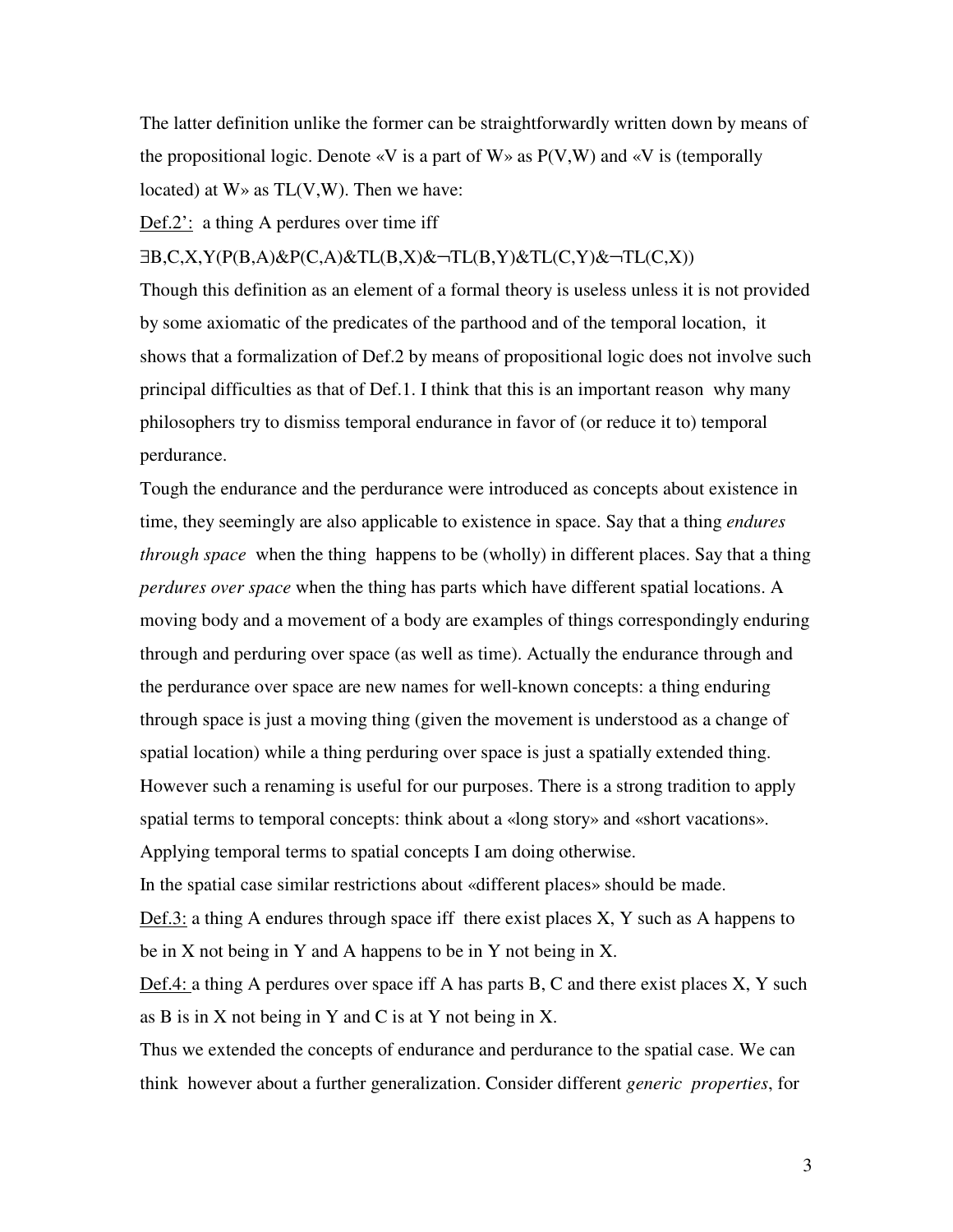The latter definition unlike the former can be straightforwardly written down by means of the propositional logic. Denote «V is a part of W» as P(V,W) and «V is (temporally located) at W» as TL(V,W). Then we have:

Def.2’: a thing A perdures over time iff

$\exists B,C,X,Y(P(B,A)\&P(C,A)\&TL(B,X)\&\neg TL(B,Y)\&TL(C,Y)\&\neg TL(C,X))$

Though this definition as an element of a formal theory is useless unless it is not provided by some axiomatic of the predicates of the parthood and of the temporal location, it shows that a formalization of Def.2 by means of propositional logic does not involve such principal difficulties as that of Def.1. I think that this is an important reason why many philosophers try to dismiss temporal endurance in favor of (or reduce it to) temporal perdurance.

Tough the endurance and the perdurance were introduced as concepts about existence in time, they seemingly are also applicable to existence in space. Say that a thing *endures through space* when the thing happens to be (wholly) in different places. Say that a thing *perdures over space* when the thing has parts which have different spatial locations. A moving body and a movement of a body are examples of things correspondingly enduring through and perduring over space (as well as time). Actually the endurance through and the perdurance over space are new names for well-known concepts: a thing enduring through space is just a moving thing (given the movement is understood as a change of spatial location) while a thing perduring over space is just a spatially extended thing. However such a renaming is useful for our purposes. There is a strong tradition to apply spatial terms to temporal concepts: think about a «long story» and «short vacations». Applying temporal terms to spatial concepts I am doing otherwise.

In the spatial case similar restrictions about «different places» should be made.

Def.3: a thing A endures through space iff there exist places X, Y such as A happens to be in X not being in Y and A happens to be in Y not being in X.

Def.4: a thing A perdures over space iff A has parts B, C and there exist places X, Y such as B is in X not being in Y and C is at Y not being in X.

Thus we extended the concepts of endurance and perdurance to the spatial case. We can think however about a further generalization. Consider different *generic properties*, for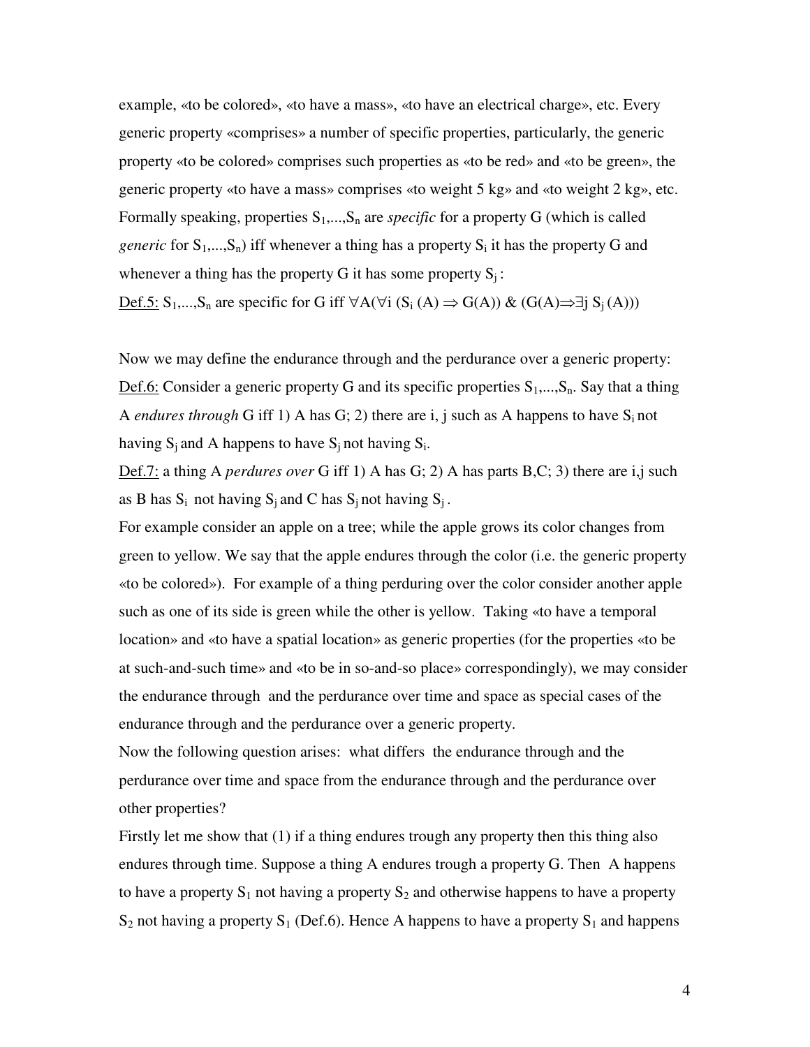example, «to be colored», «to have a mass», «to have an electrical charge», etc. Every generic property «comprises» a number of specific properties, particularly, the generic property «to be colored» comprises such properties as «to be red» and «to be green», the generic property «to have a mass» comprises «to weight 5 kg» and «to weight 2 kg», etc. Formally speaking, properties $S_1,...,S_n$ are *specific* for a property G (which is called *generic* for $S_1,...,S_n$) iff whenever a thing has a property $S_i$ it has the property G and whenever a thing has the property G it has some property $S_j$ :

<u>Def.5:</u> $S_1,...,S_n$ are specific for G iff $\forall A(\forall i\ (S_i\ (A) \Rightarrow G(A))\ \&\ (G(A) \Rightarrow \exists j\ S_j\ (A)))$

Now we may define the endurance through and the perdurance over a generic property:

<u>Def.6:</u> Consider a generic property G and its specific properties $S_1,...,S_n$. Say that a thing A *endures through* G iff 1) A has G; 2) there are i, j such as A happens to have $S_i$ not having $S_j$ and A happens to have $S_j$ not having $S_i$.

<u>Def.7:</u> a thing A *perdures over* G iff 1) A has G; 2) A has parts B,C; 3) there are i,j such as B has $S_i$ not having $S_j$ and C has $S_j$ not having $S_j$ .

For example consider an apple on a tree; while the apple grows its color changes from green to yellow. We say that the apple endures through the color (i.e. the generic property «to be colored»). For example of a thing perduring over the color consider another apple such as one of its side is green while the other is yellow. Taking «to have a temporal location» and «to have a spatial location» as generic properties (for the properties «to be at such-and-such time» and «to be in so-and-so place» correspondingly), we may consider the endurance through and the perdurance over time and space as special cases of the endurance through and the perdurance over a generic property.

Now the following question arises: what differs the endurance through and the perdurance over time and space from the endurance through and the perdurance over other properties?

Firstly let me show that (1) if a thing endures trough any property then this thing also endures through time. Suppose a thing A endures trough a property G. Then A happens to have a property $S_1$ not having a property $S_2$ and otherwise happens to have a property $S_2$ not having a property $S_1$ (Def.6). Hence A happens to have a property $S_1$ and happens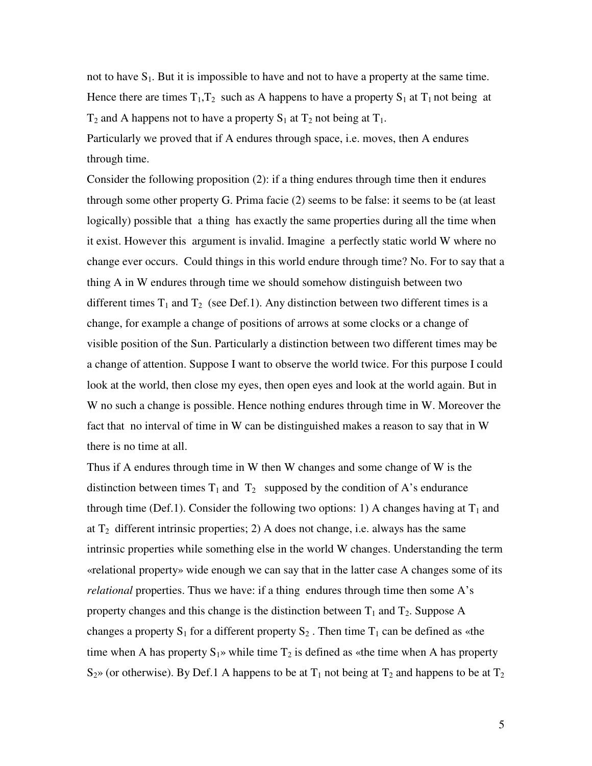not to have $S_1$. But it is impossible to have and not to have a property at the same time. Hence there are times $T_1$,$T_2$ such as A happens to have a property $S_1$ at $T_1$ not being at $T_2$ and A happens not to have a property $S_1$ at $T_2$ not being at $T_1$.

Particularly we proved that if A endures through space, i.e. moves, then A endures through time.

Consider the following proposition (2): if a thing endures through time then it endures through some other property G. Prima facie (2) seems to be false: it seems to be (at least logically) possible that a thing has exactly the same properties during all the time when it exist. However this argument is invalid. Imagine a perfectly static world W where no change ever occurs. Could things in this world endure through time? No. For to say that a thing A in W endures through time we should somehow distinguish between two different times $T_1$ and $T_2$ (see Def.1). Any distinction between two different times is a change, for example a change of positions of arrows at some clocks or a change of visible position of the Sun. Particularly a distinction between two different times may be a change of attention. Suppose I want to observe the world twice. For this purpose I could look at the world, then close my eyes, then open eyes and look at the world again. But in W no such a change is possible. Hence nothing endures through time in W. Moreover the fact that no interval of time in W can be distinguished makes a reason to say that in W there is no time at all.

Thus if A endures through time in W then W changes and some change of W is the distinction between times $T_1$ and $T_2$ supposed by the condition of A's endurance through time (Def.1). Consider the following two options: 1) A changes having at $T_1$ and at $T_2$ different intrinsic properties; 2) A does not change, i.e. always has the same intrinsic properties while something else in the world W changes. Understanding the term «relational property» wide enough we can say that in the latter case A changes some of its *relational* properties. Thus we have: if a thing endures through time then some A's property changes and this change is the distinction between $T_1$ and $T_2$. Suppose A changes a property $S_1$ for a different property $S_2$ . Then time $T_1$ can be defined as «the time when A has property $S_1$» while time $T_2$ is defined as «the time when A has property $S_2$» (or otherwise). By Def.1 A happens to be at $T_1$ not being at $T_2$ and happens to be at $T_2$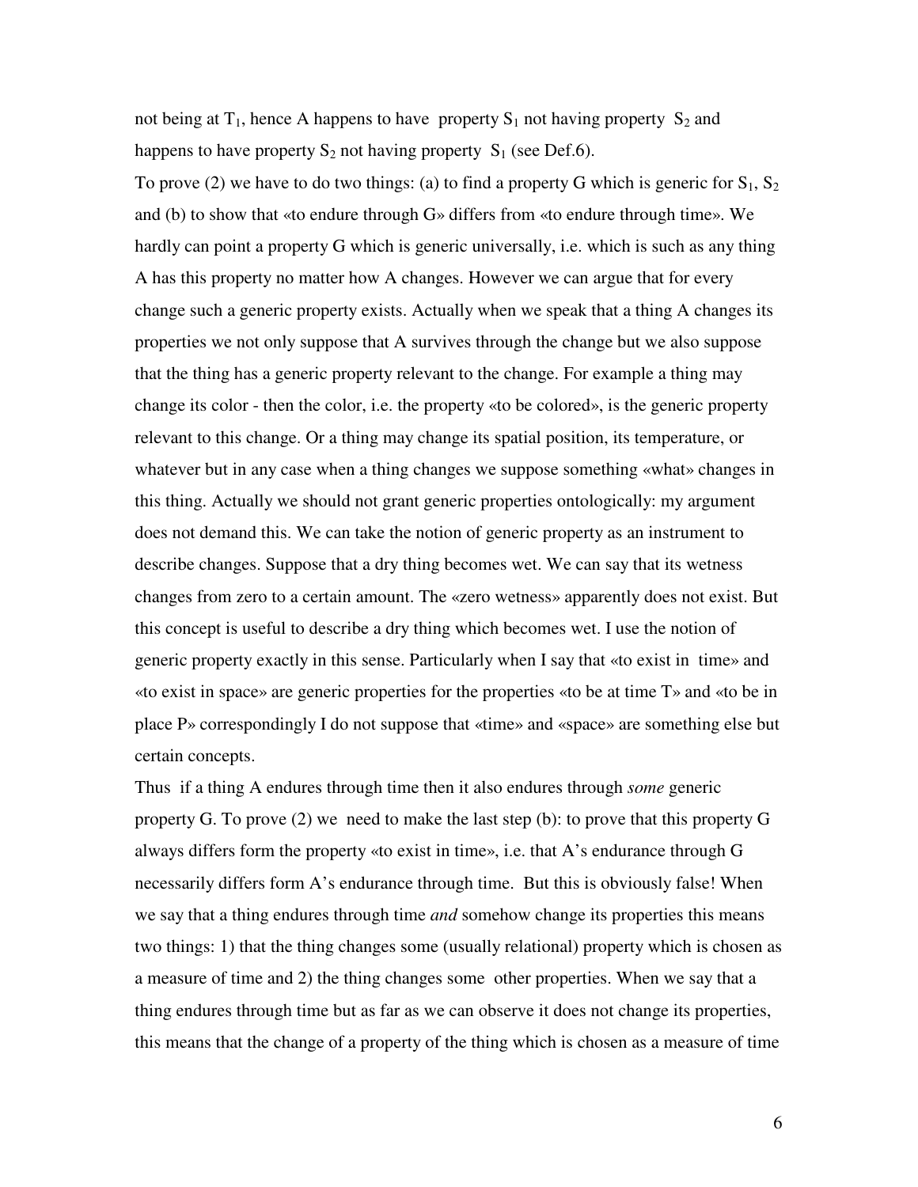not being at $T_1$, hence A happens to have property $S_1$ not having property $S_2$ and happens to have property $S_2$ not having property $S_1$ (see Def.6).

To prove (2) we have to do two things: (a) to find a property G which is generic for $S_1$, $S_2$ and (b) to show that «to endure through G» differs from «to endure through time». We hardly can point a property G which is generic universally, i.e. which is such as any thing A has this property no matter how A changes. However we can argue that for every change such a generic property exists. Actually when we speak that a thing A changes its properties we not only suppose that A survives through the change but we also suppose that the thing has a generic property relevant to the change. For example a thing may change its color - then the color, i.e. the property «to be colored», is the generic property relevant to this change. Or a thing may change its spatial position, its temperature, or whatever but in any case when a thing changes we suppose something «what» changes in this thing. Actually we should not grant generic properties ontologically: my argument does not demand this. We can take the notion of generic property as an instrument to describe changes. Suppose that a dry thing becomes wet. We can say that its wetness changes from zero to a certain amount. The «zero wetness» apparently does not exist. But this concept is useful to describe a dry thing which becomes wet. I use the notion of generic property exactly in this sense. Particularly when I say that «to exist in time» and «to exist in space» are generic properties for the properties «to be at time T» and «to be in place P» correspondingly I do not suppose that «time» and «space» are something else but certain concepts.

Thus if a thing A endures through time then it also endures through *some* generic property G. To prove (2) we need to make the last step (b): to prove that this property G always differs form the property «to exist in time», i.e. that A's endurance through G necessarily differs form A's endurance through time. But this is obviously false! When we say that a thing endures through time *and* somehow change its properties this means two things: 1) that the thing changes some (usually relational) property which is chosen as a measure of time and 2) the thing changes some other properties. When we say that a thing endures through time but as far as we can observe it does not change its properties, this means that the change of a property of the thing which is chosen as a measure of time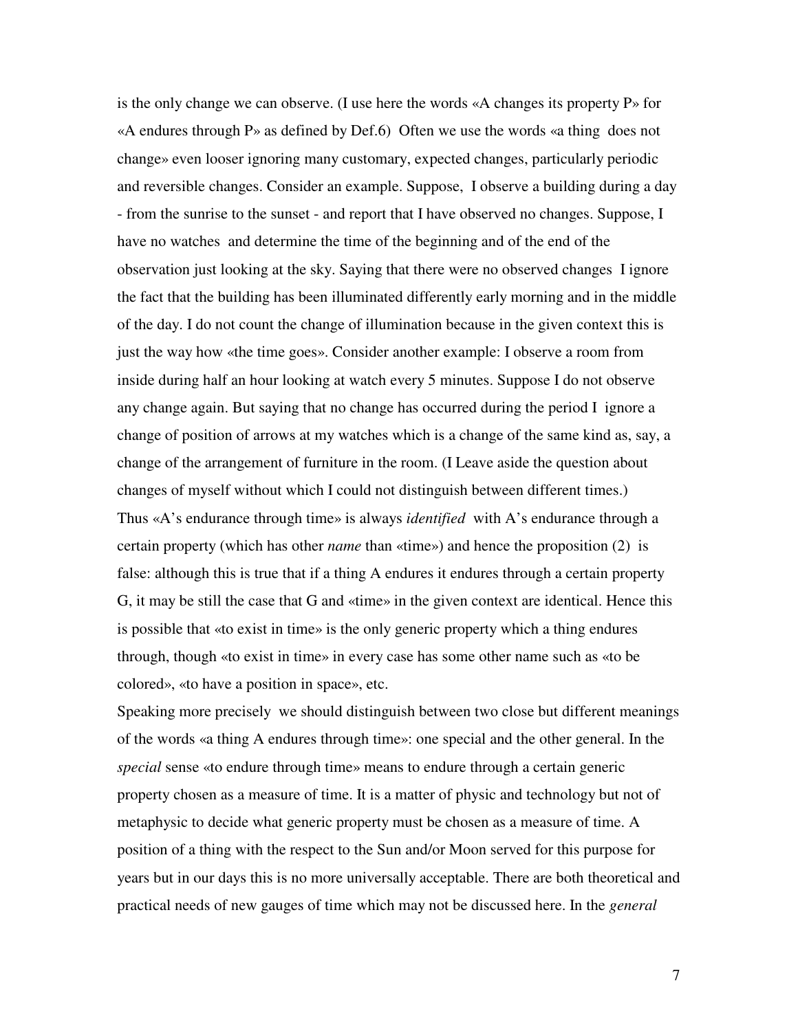is the only change we can observe. (I use here the words «A changes its property P» for «A endures through P» as defined by Def.6) Often we use the words «a thing does not change» even looser ignoring many customary, expected changes, particularly periodic and reversible changes. Consider an example. Suppose, I observe a building during a day - from the sunrise to the sunset - and report that I have observed no changes. Suppose, I have no watches and determine the time of the beginning and of the end of the observation just looking at the sky. Saying that there were no observed changes I ignore the fact that the building has been illuminated differently early morning and in the middle of the day. I do not count the change of illumination because in the given context this is just the way how «the time goes». Consider another example: I observe a room from inside during half an hour looking at watch every 5 minutes. Suppose I do not observe any change again. But saying that no change has occurred during the period I ignore a change of position of arrows at my watches which is a change of the same kind as, say, a change of the arrangement of furniture in the room. (I Leave aside the question about changes of myself without which I could not distinguish between different times.)
Thus «A's endurance through time» is always *identified* with A's endurance through a certain property (which has other *name* than «time») and hence the proposition (2) is false: although this is true that if a thing A endures it endures through a certain property G, it may be still the case that G and «time» in the given context are identical. Hence this is possible that «to exist in time» is the only generic property which a thing endures through, though «to exist in time» in every case has some other name such as «to be colored», «to have a position in space», etc.
Speaking more precisely we should distinguish between two close but different meanings of the words «a thing A endures through time»: one special and the other general. In the *special* sense «to endure through time» means to endure through a certain generic property chosen as a measure of time. It is a matter of physic and technology but not of metaphysic to decide what generic property must be chosen as a measure of time. A position of a thing with the respect to the Sun and/or Moon served for this purpose for years but in our days this is no more universally acceptable. There are both theoretical and practical needs of new gauges of time which may not be discussed here. In the *general*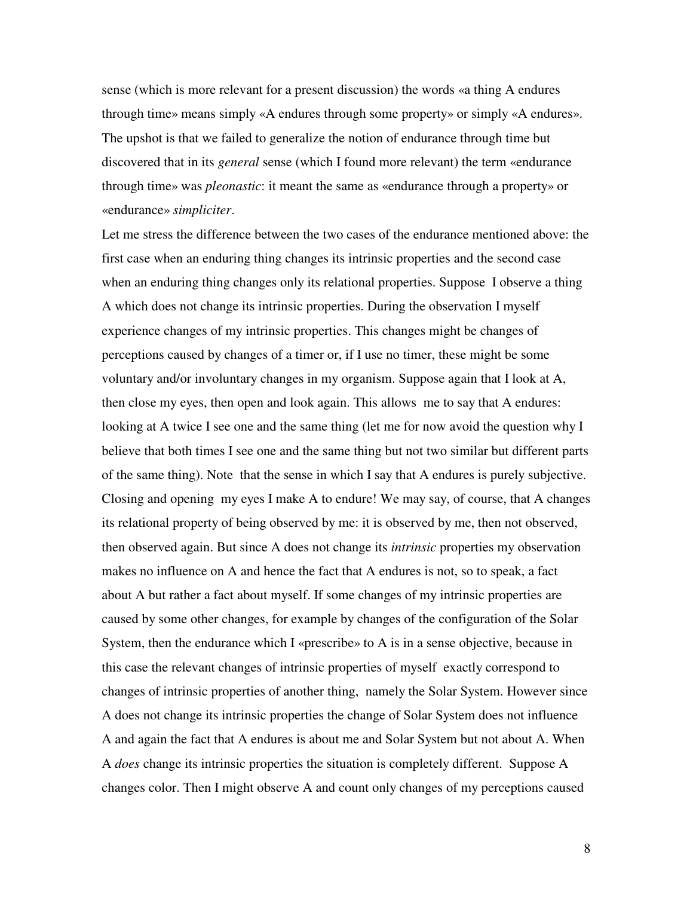sense (which is more relevant for a present discussion) the words «a thing A endures through time» means simply «A endures through some property» or simply «A endures». The upshot is that we failed to generalize the notion of endurance through time but discovered that in its *general* sense (which I found more relevant) the term «endurance through time» was *pleonastic*: it meant the same as «endurance through a property» or «endurance» *simpliciter*.

Let me stress the difference between the two cases of the endurance mentioned above: the first case when an enduring thing changes its intrinsic properties and the second case when an enduring thing changes only its relational properties. Suppose I observe a thing A which does not change its intrinsic properties. During the observation I myself experience changes of my intrinsic properties. This changes might be changes of perceptions caused by changes of a timer or, if I use no timer, these might be some voluntary and/or involuntary changes in my organism. Suppose again that I look at A, then close my eyes, then open and look again. This allows me to say that A endures: looking at A twice I see one and the same thing (let me for now avoid the question why I believe that both times I see one and the same thing but not two similar but different parts of the same thing). Note that the sense in which I say that A endures is purely subjective. Closing and opening my eyes I make A to endure! We may say, of course, that A changes its relational property of being observed by me: it is observed by me, then not observed, then observed again. But since A does not change its *intrinsic* properties my observation makes no influence on A and hence the fact that A endures is not, so to speak, a fact about A but rather a fact about myself. If some changes of my intrinsic properties are caused by some other changes, for example by changes of the configuration of the Solar System, then the endurance which I «prescribe» to A is in a sense objective, because in this case the relevant changes of intrinsic properties of myself exactly correspond to changes of intrinsic properties of another thing, namely the Solar System. However since A does not change its intrinsic properties the change of Solar System does not influence A and again the fact that A endures is about me and Solar System but not about A. When A *does* change its intrinsic properties the situation is completely different. Suppose A changes color. Then I might observe A and count only changes of my perceptions caused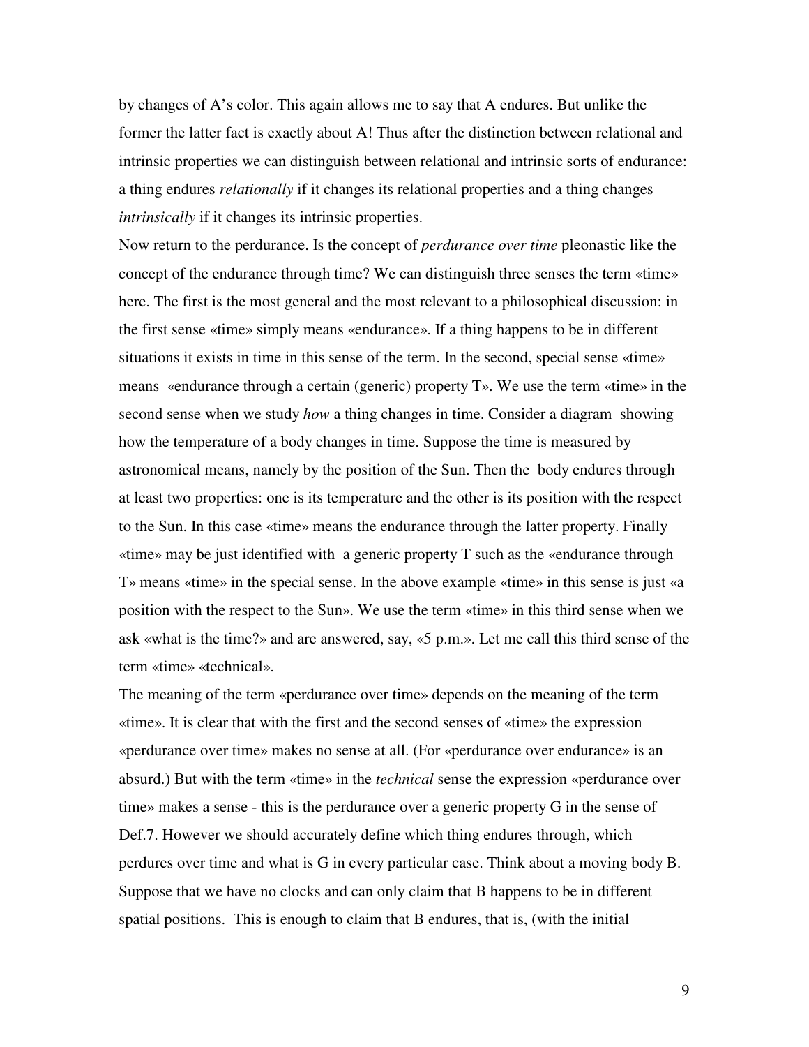by changes of A's color. This again allows me to say that A endures. But unlike the former the latter fact is exactly about A! Thus after the distinction between relational and intrinsic properties we can distinguish between relational and intrinsic sorts of endurance: a thing endures *relationally* if it changes its relational properties and a thing changes *intrinsically* if it changes its intrinsic properties.

Now return to the perdurance. Is the concept of *perdurance over time* pleonastic like the concept of the endurance through time? We can distinguish three senses the term «time» here. The first is the most general and the most relevant to a philosophical discussion: in the first sense «time» simply means «endurance». If a thing happens to be in different situations it exists in time in this sense of the term. In the second, special sense «time» means «endurance through a certain (generic) property T». We use the term «time» in the second sense when we study *how* a thing changes in time. Consider a diagram showing how the temperature of a body changes in time. Suppose the time is measured by astronomical means, namely by the position of the Sun. Then the body endures through at least two properties: one is its temperature and the other is its position with the respect to the Sun. In this case «time» means the endurance through the latter property. Finally «time» may be just identified with a generic property T such as the «endurance through T» means «time» in the special sense. In the above example «time» in this sense is just «a position with the respect to the Sun». We use the term «time» in this third sense when we ask «what is the time?» and are answered, say, «5 p.m.». Let me call this third sense of the term «time» «technical».

The meaning of the term «perdurance over time» depends on the meaning of the term «time». It is clear that with the first and the second senses of «time» the expression «perdurance over time» makes no sense at all. (For «perdurance over endurance» is an absurd.) But with the term «time» in the *technical* sense the expression «perdurance over time» makes a sense - this is the perdurance over a generic property G in the sense of Def.7. However we should accurately define which thing endures through, which perdures over time and what is G in every particular case. Think about a moving body B. Suppose that we have no clocks and can only claim that B happens to be in different spatial positions. This is enough to claim that B endures, that is, (with the initial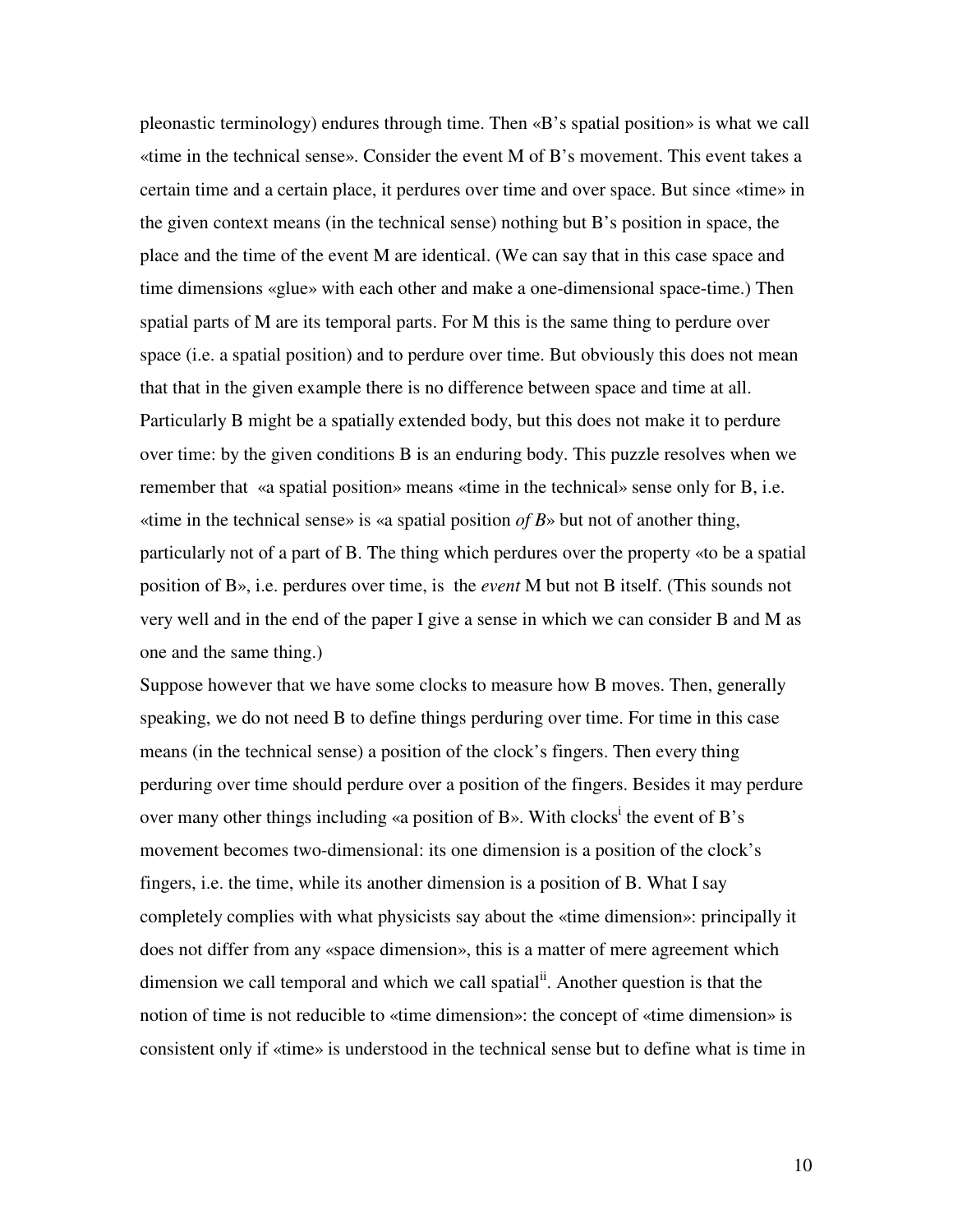pleonastic terminology) endures through time. Then «B's spatial position» is what we call «time in the technical sense». Consider the event M of B's movement. This event takes a certain time and a certain place, it perdures over time and over space. But since «time» in the given context means (in the technical sense) nothing but B's position in space, the place and the time of the event M are identical. (We can say that in this case space and time dimensions «glue» with each other and make a one-dimensional space-time.) Then spatial parts of M are its temporal parts. For M this is the same thing to perdure over space (i.e. a spatial position) and to perdure over time. But obviously this does not mean that that in the given example there is no difference between space and time at all. Particularly B might be a spatially extended body, but this does not make it to perdure over time: by the given conditions B is an enduring body. This puzzle resolves when we remember that «a spatial position» means «time in the technical» sense only for B, i.e. «time in the technical sense» is «a spatial position *of B*» but not of another thing, particularly not of a part of B. The thing which perdures over the property «to be a spatial position of B», i.e. perdures over time, is the *event* M but not B itself. (This sounds not very well and in the end of the paper I give a sense in which we can consider B and M as one and the same thing.)

Suppose however that we have some clocks to measure how B moves. Then, generally speaking, we do not need B to define things perduring over time. For time in this case means (in the technical sense) a position of the clock's fingers. Then every thing perduring over time should perdure over a position of the fingers. Besides it may perdure over many other things including «a position of B». With clocks[i] the event of B's movement becomes two-dimensional: its one dimension is a position of the clock's fingers, i.e. the time, while its another dimension is a position of B. What I say completely complies with what physicists say about the «time dimension»: principally it does not differ from any «space dimension», this is a matter of mere agreement which dimension we call temporal and which we call spatial[ii]. Another question is that the notion of time is not reducible to «time dimension»: the concept of «time dimension» is consistent only if «time» is understood in the technical sense but to define what is time in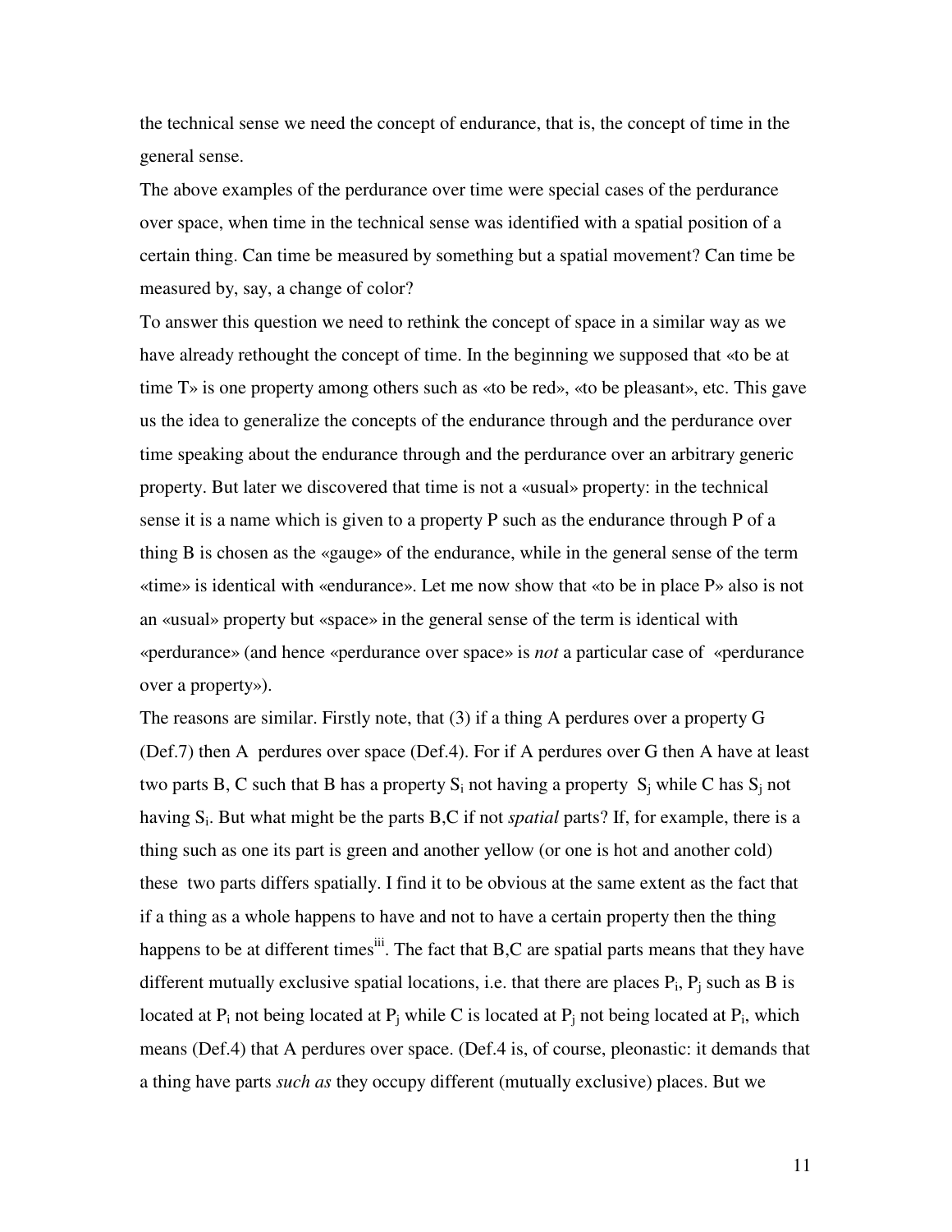the technical sense we need the concept of endurance, that is, the concept of time in the general sense.

The above examples of the perdurance over time were special cases of the perdurance over space, when time in the technical sense was identified with a spatial position of a certain thing. Can time be measured by something but a spatial movement? Can time be measured by, say, a change of color?

To answer this question we need to rethink the concept of space in a similar way as we have already rethought the concept of time. In the beginning we supposed that «to be at time T» is one property among others such as «to be red», «to be pleasant», etc. This gave us the idea to generalize the concepts of the endurance through and the perdurance over time speaking about the endurance through and the perdurance over an arbitrary generic property. But later we discovered that time is not a «usual» property: in the technical sense it is a name which is given to a property P such as the endurance through P of a thing B is chosen as the «gauge» of the endurance, while in the general sense of the term «time» is identical with «endurance». Let me now show that «to be in place P» also is not an «usual» property but «space» in the general sense of the term is identical with «perdurance» (and hence «perdurance over space» is *not* a particular case of «perdurance over a property»).

The reasons are similar. Firstly note, that (3) if a thing A perdures over a property G (Def.7) then A perdures over space (Def.4). For if A perdures over G then A have at least two parts B, C such that B has a property $S_i$ not having a property $S_j$ while C has $S_j$ not having $S_i$. But what might be the parts B,C if not *spatial* parts? If, for example, there is a thing such as one its part is green and another yellow (or one is hot and another cold) these two parts differs spatially. I find it to be obvious at the same extent as the fact that if a thing as a whole happens to have and not to have a certain property then the thing happens to be at different times[iii]. The fact that B,C are spatial parts means that they have different mutually exclusive spatial locations, i.e. that there are places $P_i$, $P_j$ such as B is located at $P_i$ not being located at $P_j$ while C is located at $P_j$ not being located at $P_i$, which means (Def.4) that A perdures over space. (Def.4 is, of course, pleonastic: it demands that a thing have parts *such as* they occupy different (mutually exclusive) places. But we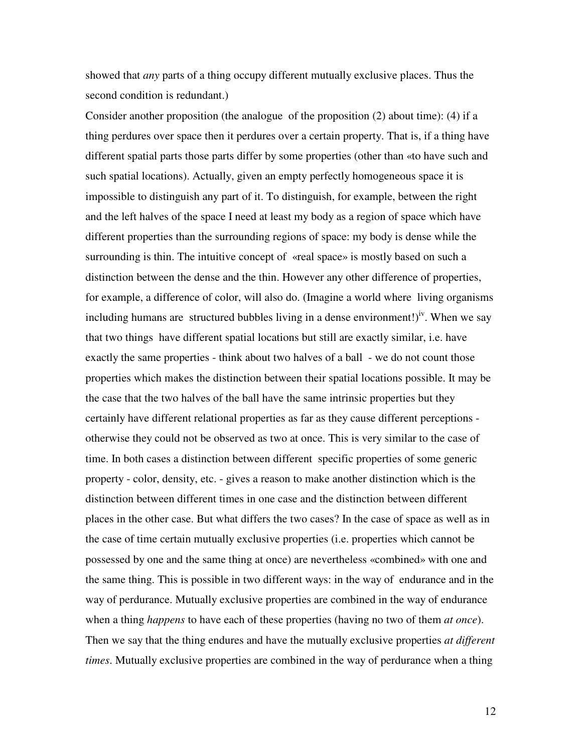showed that *any* parts of a thing occupy different mutually exclusive places. Thus the second condition is redundant.)

Consider another proposition (the analogue of the proposition (2) about time): (4) if a thing perdures over space then it perdures over a certain property. That is, if a thing have different spatial parts those parts differ by some properties (other than «to have such and such spatial locations). Actually, given an empty perfectly homogeneous space it is impossible to distinguish any part of it. To distinguish, for example, between the right and the left halves of the space I need at least my body as a region of space which have different properties than the surrounding regions of space: my body is dense while the surrounding is thin. The intuitive concept of «real space» is mostly based on such a distinction between the dense and the thin. However any other difference of properties, for example, a difference of color, will also do. (Imagine a world where living organisms including humans are structured bubbles living in a dense environment!)[iv]. When we say that two things have different spatial locations but still are exactly similar, i.e. have exactly the same properties - think about two halves of a ball - we do not count those properties which makes the distinction between their spatial locations possible. It may be the case that the two halves of the ball have the same intrinsic properties but they certainly have different relational properties as far as they cause different perceptions - otherwise they could not be observed as two at once. This is very similar to the case of time. In both cases a distinction between different specific properties of some generic property - color, density, etc. - gives a reason to make another distinction which is the distinction between different times in one case and the distinction between different places in the other case. But what differs the two cases? In the case of space as well as in the case of time certain mutually exclusive properties (i.e. properties which cannot be possessed by one and the same thing at once) are nevertheless «combined» with one and the same thing. This is possible in two different ways: in the way of endurance and in the way of perdurance. Mutually exclusive properties are combined in the way of endurance when a thing *happens* to have each of these properties (having no two of them *at once*). Then we say that the thing endures and have the mutually exclusive properties *at different times*. Mutually exclusive properties are combined in the way of perdurance when a thing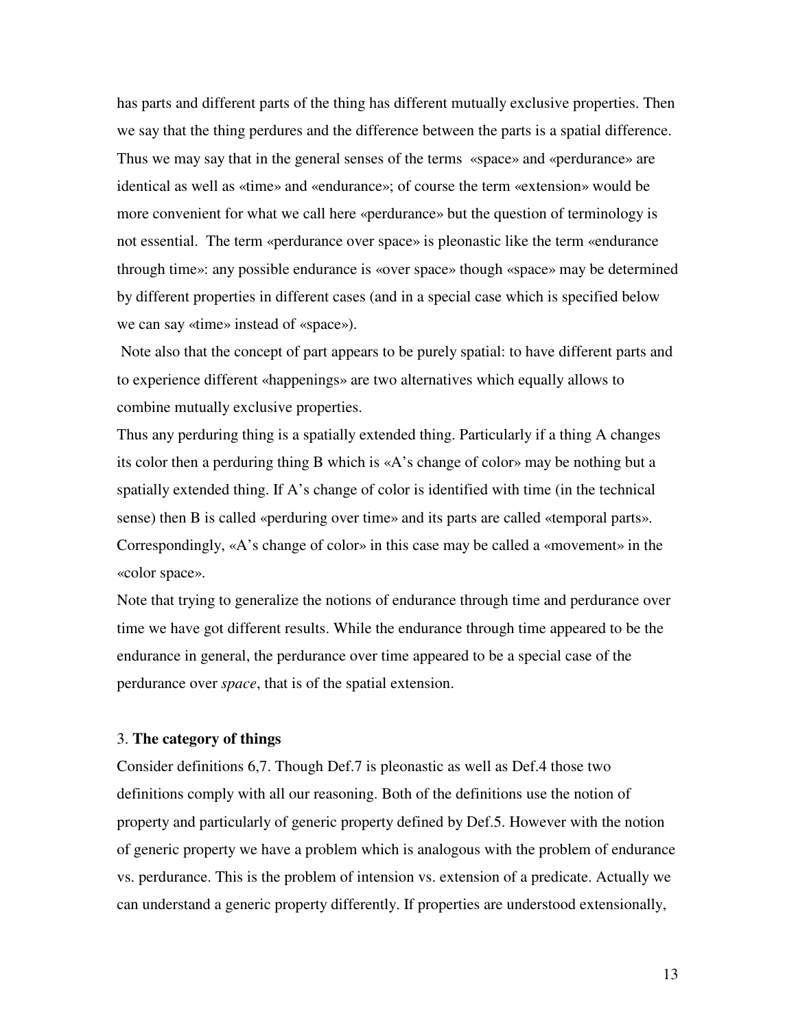has parts and different parts of the thing has different mutually exclusive properties. Then we say that the thing perdures and the difference between the parts is a spatial difference. Thus we may say that in the general senses of the terms «space» and «perdurance» are identical as well as «time» and «endurance»; of course the term «extension» would be more convenient for what we call here «perdurance» but the question of terminology is not essential. The term «perdurance over space» is pleonastic like the term «endurance through time»: any possible endurance is «over space» though «space» may be determined by different properties in different cases (and in a special case which is specified below we can say «time» instead of «space»).

Note also that the concept of part appears to be purely spatial: to have different parts and to experience different «happenings» are two alternatives which equally allows to combine mutually exclusive properties.

Thus any perduring thing is a spatially extended thing. Particularly if a thing A changes its color then a perduring thing B which is «A's change of color» may be nothing but a spatially extended thing. If A's change of color is identified with time (in the technical sense) then B is called «perduring over time» and its parts are called «temporal parts». Correspondingly, «A's change of color» in this case may be called a «movement» in the «color space».

Note that trying to generalize the notions of endurance through time and perdurance over time we have got different results. While the endurance through time appeared to be the endurance in general, the perdurance over time appeared to be a special case of the perdurance over *space*, that is of the spatial extension.

### 3. **The category of things**

Consider definitions 6,7. Though Def.7 is pleonastic as well as Def.4 those two definitions comply with all our reasoning. Both of the definitions use the notion of property and particularly of generic property defined by Def.5. However with the notion of generic property we have a problem which is analogous with the problem of endurance vs. perdurance. This is the problem of intension vs. extension of a predicate. Actually we can understand a generic property differently. If properties are understood extensionally,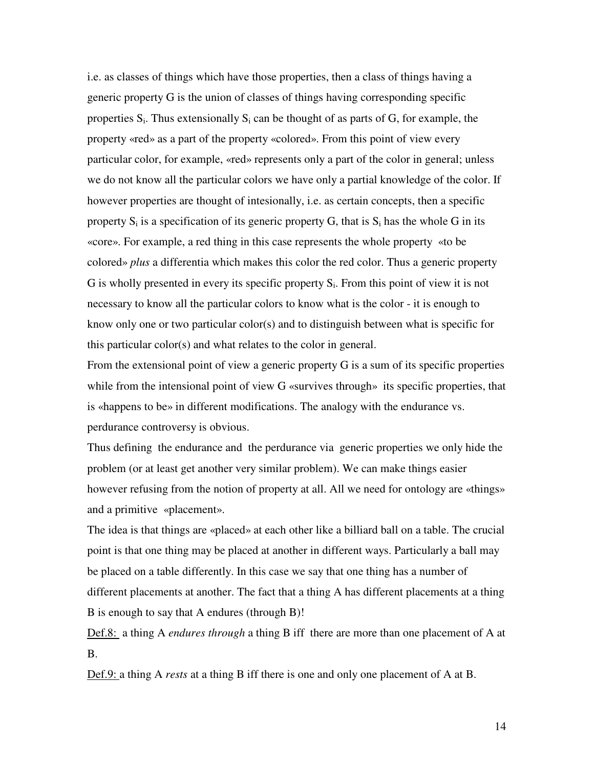i.e. as classes of things which have those properties, then a class of things having a generic property G is the union of classes of things having corresponding specific properties $S_i$. Thus extensionally $S_i$ can be thought of as parts of G, for example, the property «red» as a part of the property «colored». From this point of view every particular color, for example, «red» represents only a part of the color in general; unless we do not know all the particular colors we have only a partial knowledge of the color. If however properties are thought of intesionally, i.e. as certain concepts, then a specific property $S_i$ is a specification of its generic property G, that is $S_i$ has the whole G in its «core». For example, a red thing in this case represents the whole property «to be colored» *plus* a differentia which makes this color the red color. Thus a generic property G is wholly presented in every its specific property $S_i$. From this point of view it is not necessary to know all the particular colors to know what is the color - it is enough to know only one or two particular color(s) and to distinguish between what is specific for this particular color(s) and what relates to the color in general.

From the extensional point of view a generic property G is a sum of its specific properties while from the intensional point of view G «survives through» its specific properties, that is «happens to be» in different modifications. The analogy with the endurance vs. perdurance controversy is obvious.

Thus defining the endurance and the perdurance via generic properties we only hide the problem (or at least get another very similar problem). We can make things easier however refusing from the notion of property at all. All we need for ontology are «things» and a primitive «placement».

The idea is that things are «placed» at each other like a billiard ball on a table. The crucial point is that one thing may be placed at another in different ways. Particularly a ball may be placed on a table differently. In this case we say that one thing has a number of different placements at another. The fact that a thing A has different placements at a thing B is enough to say that A endures (through B)!

<u>Def.8:</u> a thing A *endures through* a thing B iff there are more than one placement of A at B.

<u>Def.9:</u> a thing A *rests* at a thing B iff there is one and only one placement of A at B.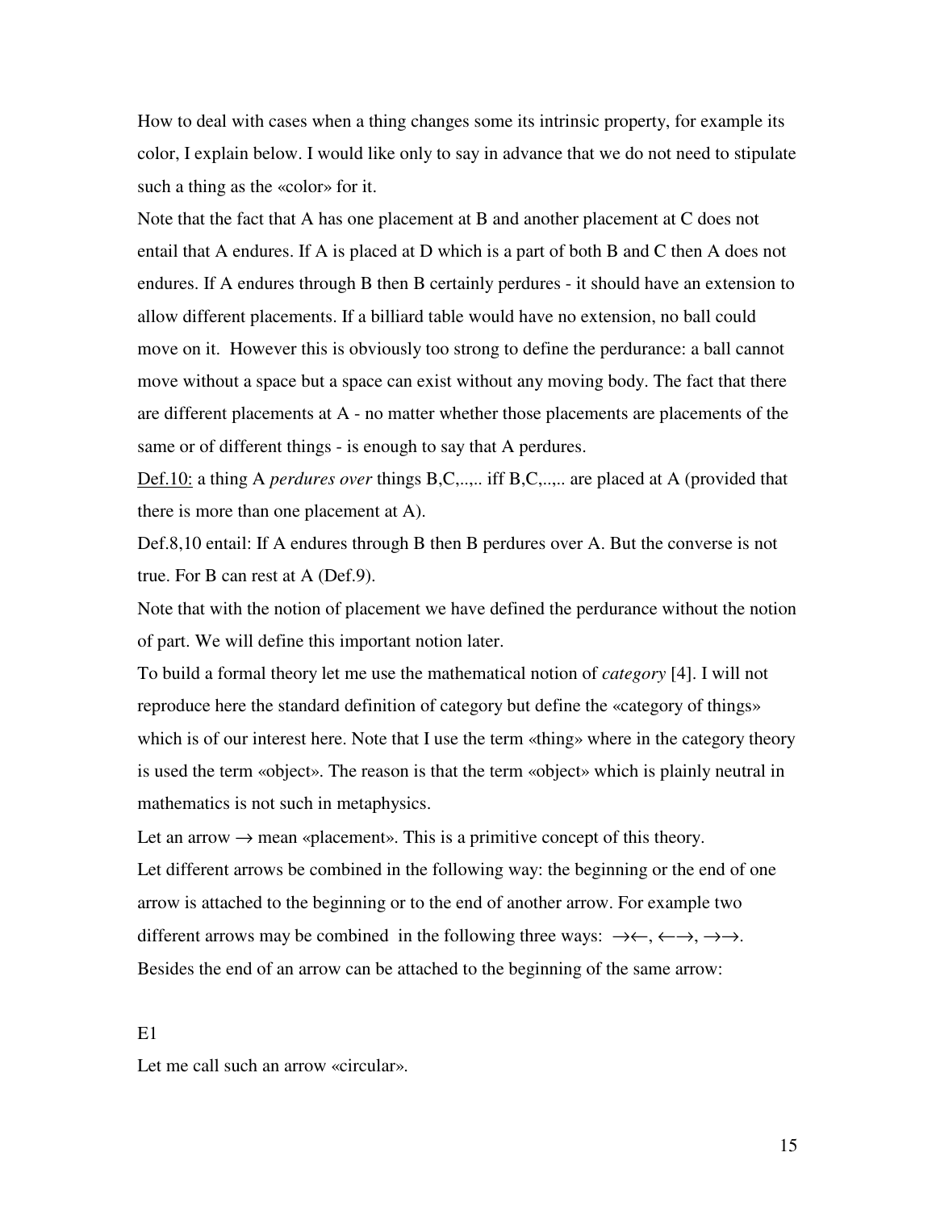How to deal with cases when a thing changes some its intrinsic property, for example its color, I explain below. I would like only to say in advance that we do not need to stipulate such a thing as the «color» for it.

Note that the fact that A has one placement at B and another placement at C does not entail that A endures. If A is placed at D which is a part of both B and C then A does not endures. If A endures through B then B certainly perdures - it should have an extension to allow different placements. If a billiard table would have no extension, no ball could move on it. However this is obviously too strong to define the perdurance: a ball cannot move without a space but a space can exist without any moving body. The fact that there are different placements at A - no matter whether those placements are placements of the same or of different things - is enough to say that A perdures.

<u>Def.10:</u> a thing A *perdures over* things B,C,..,.. iff B,C,..,.. are placed at A (provided that there is more than one placement at A).

Def.8,10 entail: If A endures through B then B perdures over A. But the converse is not true. For B can rest at A (Def.9).

Note that with the notion of placement we have defined the perdurance without the notion of part. We will define this important notion later.

To build a formal theory let me use the mathematical notion of *category* [4]. I will not reproduce here the standard definition of category but define the «category of things» which is of our interest here. Note that I use the term «thing» where in the category theory is used the term «object». The reason is that the term «object» which is plainly neutral in mathematics is not such in metaphysics.

Let an arrow $\rightarrow$ mean «placement». This is a primitive concept of this theory.

Let different arrows be combined in the following way: the beginning or the end of one arrow is attached to the beginning or to the end of another arrow. For example two different arrows may be combined in the following three ways: $\rightarrow\leftarrow$, $\leftarrow\rightarrow$, $\rightarrow\rightarrow$.

Besides the end of an arrow can be attached to the beginning of the same arrow:

E1

Let me call such an arrow «circular».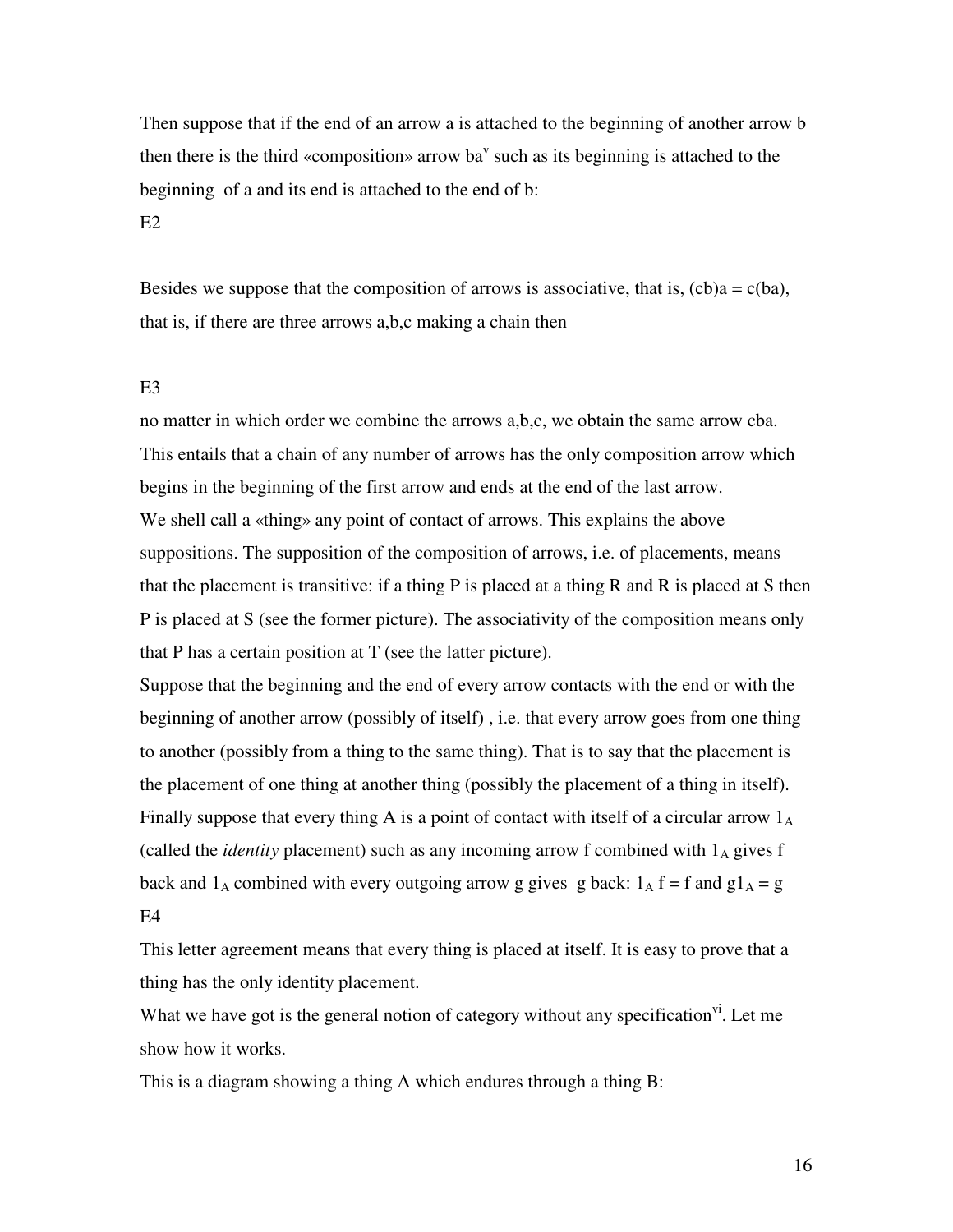Then suppose that if the end of an arrow a is attached to the beginning of another arrow b then there is the third «composition» arrow ba[v] such as its beginning is attached to the beginning of a and its end is attached to the end of b:

E2

Besides we suppose that the composition of arrows is associative, that is, (cb)a = c(ba), that is, if there are three arrows a,b,c making a chain then

E3

no matter in which order we combine the arrows a,b,c, we obtain the same arrow cba. This entails that a chain of any number of arrows has the only composition arrow which begins in the beginning of the first arrow and ends at the end of the last arrow.

We shell call a «thing» any point of contact of arrows. This explains the above suppositions. The supposition of the composition of arrows, i.e. of placements, means that the placement is transitive: if a thing P is placed at a thing R and R is placed at S then P is placed at S (see the former picture). The associativity of the composition means only that P has a certain position at T (see the latter picture).

Suppose that the beginning and the end of every arrow contacts with the end or with the beginning of another arrow (possibly of itself) , i.e. that every arrow goes from one thing to another (possibly from a thing to the same thing). That is to say that the placement is the placement of one thing at another thing (possibly the placement of a thing in itself). Finally suppose that every thing A is a point of contact with itself of a circular arrow $1_A$ (called the *identity* placement) such as any incoming arrow f combined with $1_A$ gives f back and $1_A$ combined with every outgoing arrow g gives g back: $1_A f = f$ and $g1_A = g$

E4

This letter agreement means that every thing is placed at itself. It is easy to prove that a thing has the only identity placement.

What we have got is the general notion of category without any specification[vi]. Let me show how it works.

This is a diagram showing a thing A which endures through a thing B: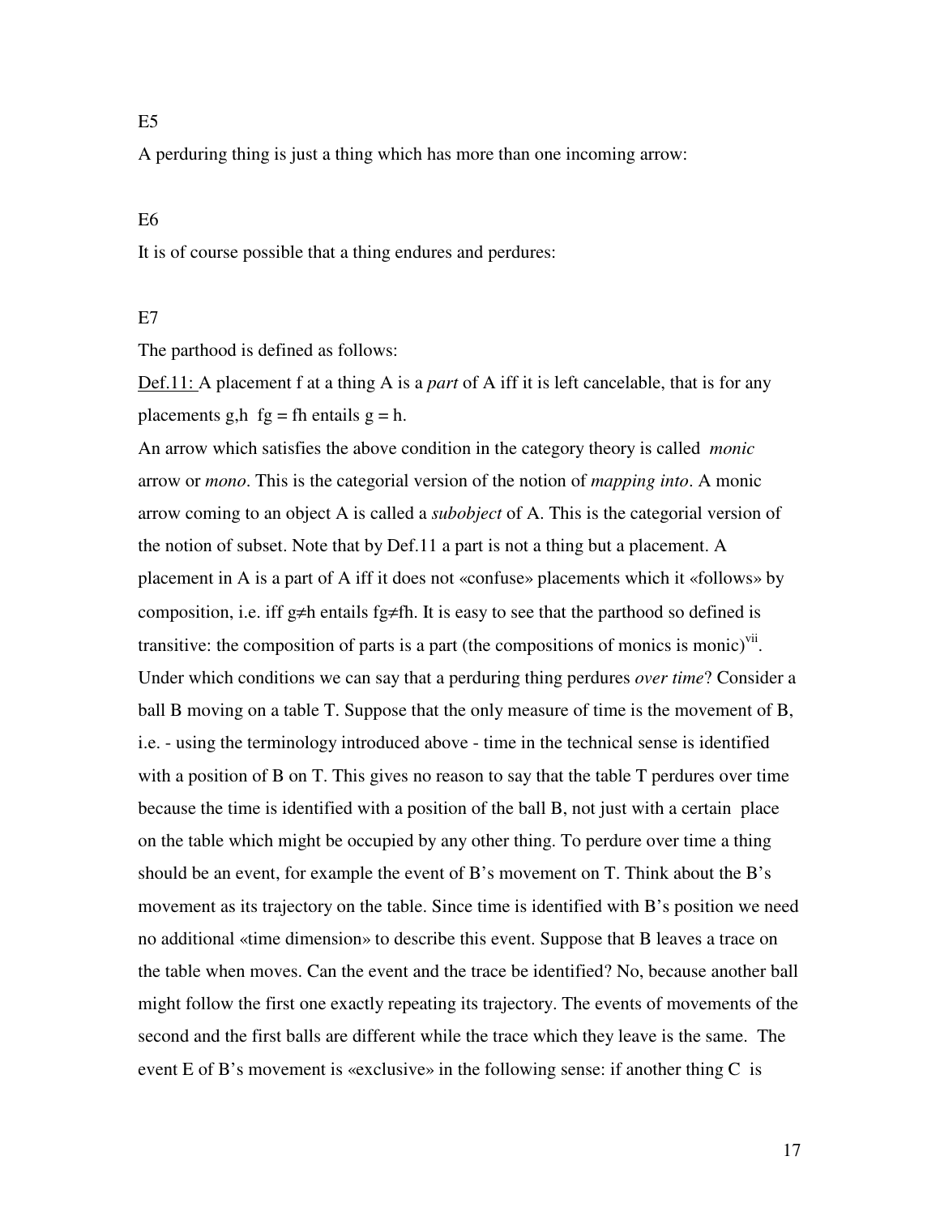E5

A perduring thing is just a thing which has more than one incoming arrow:

E6

It is of course possible that a thing endures and perdures:

E7

The parthood is defined as follows:

Def.11: A placement f at a thing A is a *part* of A iff it is left cancelable, that is for any placements g,h $fg = fh$ entails $g = h$.

An arrow which satisfies the above condition in the category theory is called *monic* arrow or *mono*. This is the categorial version of the notion of *mapping into*. A monic arrow coming to an object A is called a *subobject* of A. This is the categorial version of the notion of subset. Note that by Def.11 a part is not a thing but a placement. A placement in A is a part of A iff it does not «confuse» placements which it «follows» by composition, i.e. iff $g \neq h$ entails $fg \neq fh$. It is easy to see that the parthood so defined is transitive: the composition of parts is a part (the compositions of monics is monic)[vii]. Under which conditions we can say that a perduring thing perdures *over time*? Consider a ball B moving on a table T. Suppose that the only measure of time is the movement of B, i.e. - using the terminology introduced above - time in the technical sense is identified with a position of B on T. This gives no reason to say that the table T perdures over time because the time is identified with a position of the ball B, not just with a certain place on the table which might be occupied by any other thing. To perdure over time a thing should be an event, for example the event of B's movement on T. Think about the B's movement as its trajectory on the table. Since time is identified with B's position we need no additional «time dimension» to describe this event. Suppose that B leaves a trace on the table when moves. Can the event and the trace be identified? No, because another ball might follow the first one exactly repeating its trajectory. The events of movements of the second and the first balls are different while the trace which they leave is the same. The event E of B's movement is «exclusive» in the following sense: if another thing C is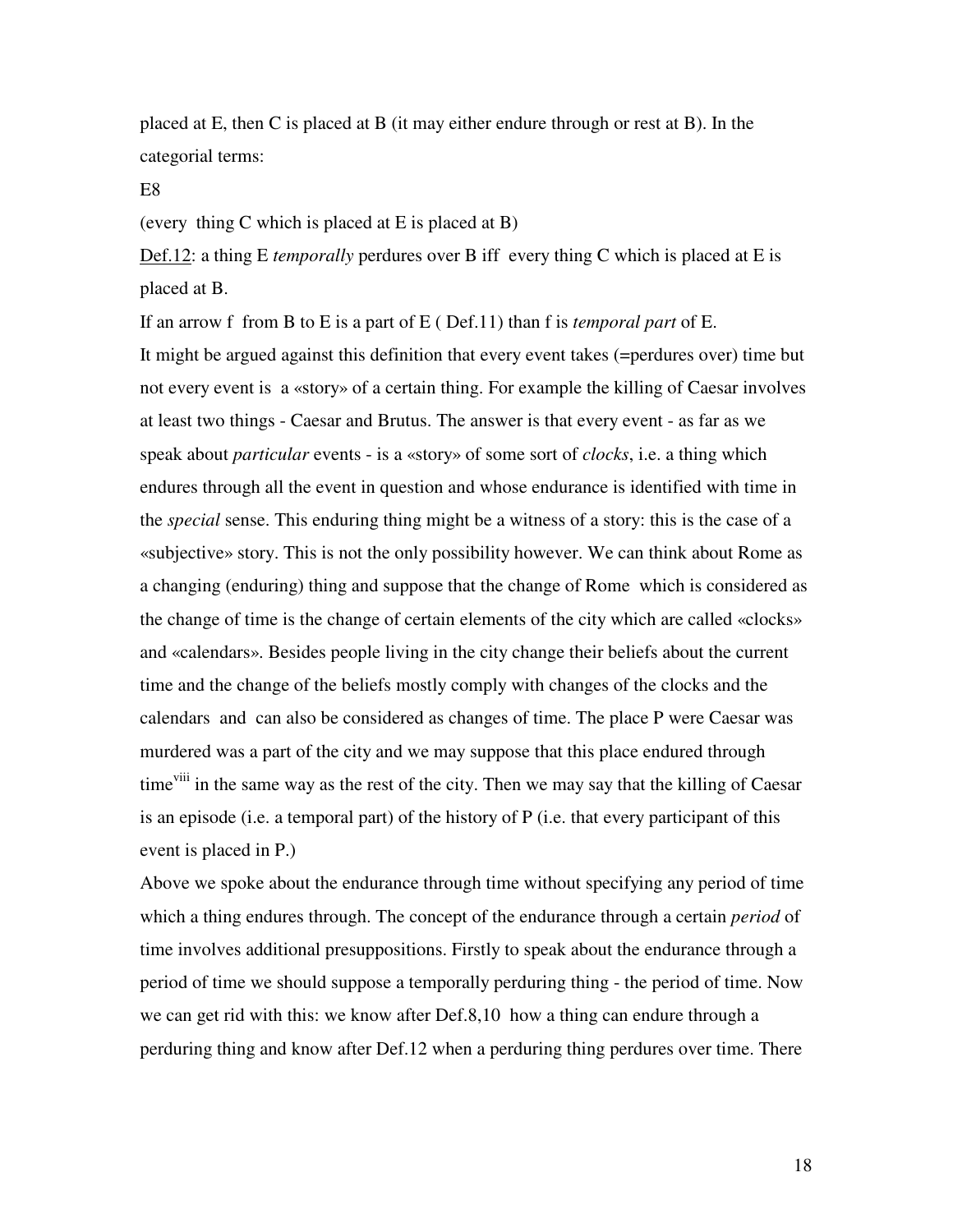placed at E, then C is placed at B (it may either endure through or rest at B). In the categorial terms:

E8

(every thing C which is placed at E is placed at B)

Def.12: a thing E *temporally* perdures over B iff every thing C which is placed at E is placed at B.

If an arrow f from B to E is a part of E ( Def.11) than f is *temporal part* of E.

It might be argued against this definition that every event takes (=perdures over) time but not every event is a «story» of a certain thing. For example the killing of Caesar involves at least two things - Caesar and Brutus. The answer is that every event - as far as we speak about *particular* events - is a «story» of some sort of *clocks*, i.e. a thing which endures through all the event in question and whose endurance is identified with time in the *special* sense. This enduring thing might be a witness of a story: this is the case of a «subjective» story. This is not the only possibility however. We can think about Rome as a changing (enduring) thing and suppose that the change of Rome which is considered as the change of time is the change of certain elements of the city which are called «clocks» and «calendars». Besides people living in the city change their beliefs about the current time and the change of the beliefs mostly comply with changes of the clocks and the calendars and can also be considered as changes of time. The place P were Caesar was murdered was a part of the city and we may suppose that this place endured through time[viii] in the same way as the rest of the city. Then we may say that the killing of Caesar is an episode (i.e. a temporal part) of the history of P (i.e. that every participant of this event is placed in P.)

Above we spoke about the endurance through time without specifying any period of time which a thing endures through. The concept of the endurance through a certain *period* of time involves additional presuppositions. Firstly to speak about the endurance through a period of time we should suppose a temporally perduring thing - the period of time. Now we can get rid with this: we know after Def.8,10 how a thing can endure through a perduring thing and know after Def.12 when a perduring thing perdures over time. There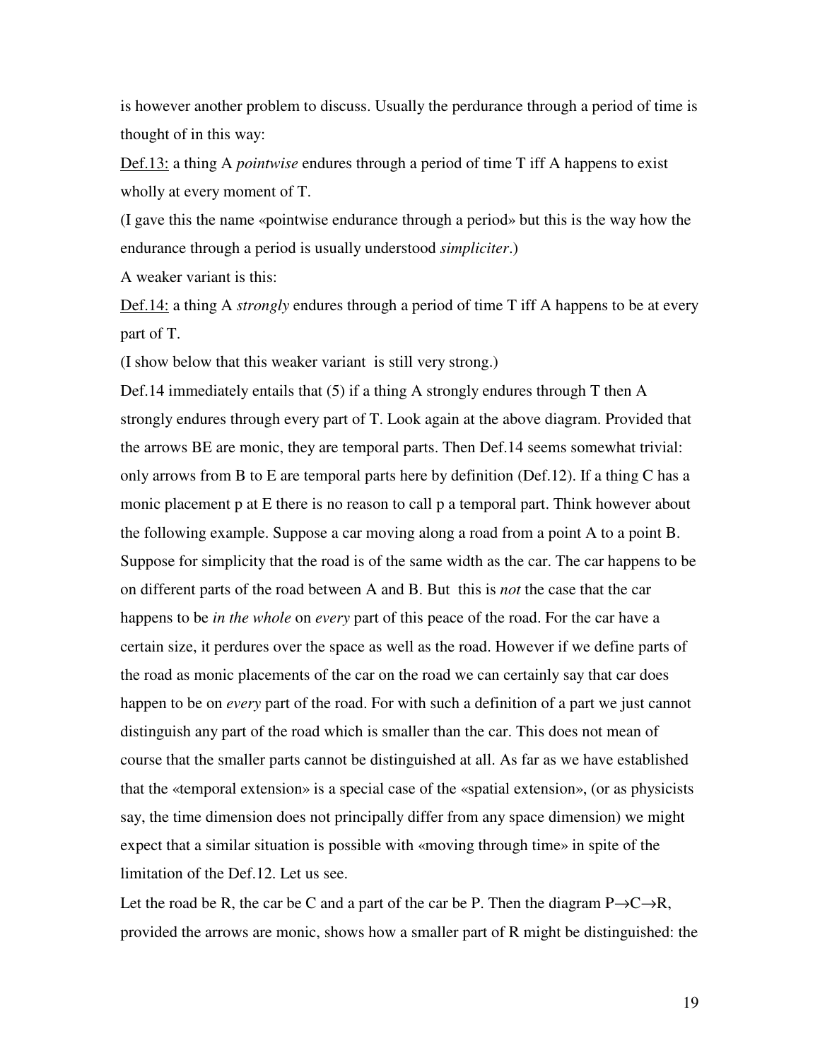is however another problem to discuss. Usually the perdurance through a period of time is thought of in this way:

<u>Def.13:</u> a thing A *pointwise* endures through a period of time T iff A happens to exist wholly at every moment of T.

(I gave this the name «pointwise endurance through a period» but this is the way how the endurance through a period is usually understood *simpliciter*.)

A weaker variant is this:

<u>Def.14:</u> a thing A *strongly* endures through a period of time T iff A happens to be at every part of T.

(I show below that this weaker variant is still very strong.)

Def.14 immediately entails that (5) if a thing A strongly endures through T then A strongly endures through every part of T. Look again at the above diagram. Provided that the arrows BE are monic, they are temporal parts. Then Def.14 seems somewhat trivial: only arrows from B to E are temporal parts here by definition (Def.12). If a thing C has a monic placement p at E there is no reason to call p a temporal part. Think however about the following example. Suppose a car moving along a road from a point A to a point B. Suppose for simplicity that the road is of the same width as the car. The car happens to be on different parts of the road between A and B. But this is *not* the case that the car happens to be *in the whole* on *every* part of this peace of the road. For the car have a certain size, it perdures over the space as well as the road. However if we define parts of the road as monic placements of the car on the road we can certainly say that car does happen to be on *every* part of the road. For with such a definition of a part we just cannot distinguish any part of the road which is smaller than the car. This does not mean of course that the smaller parts cannot be distinguished at all. As far as we have established that the «temporal extension» is a special case of the «spatial extension», (or as physicists say, the time dimension does not principally differ from any space dimension) we might expect that a similar situation is possible with «moving through time» in spite of the limitation of the Def.12. Let us see.

Let the road be R, the car be C and a part of the car be P. Then the diagram $P \rightarrow C \rightarrow R$, provided the arrows are monic, shows how a smaller part of R might be distinguished: the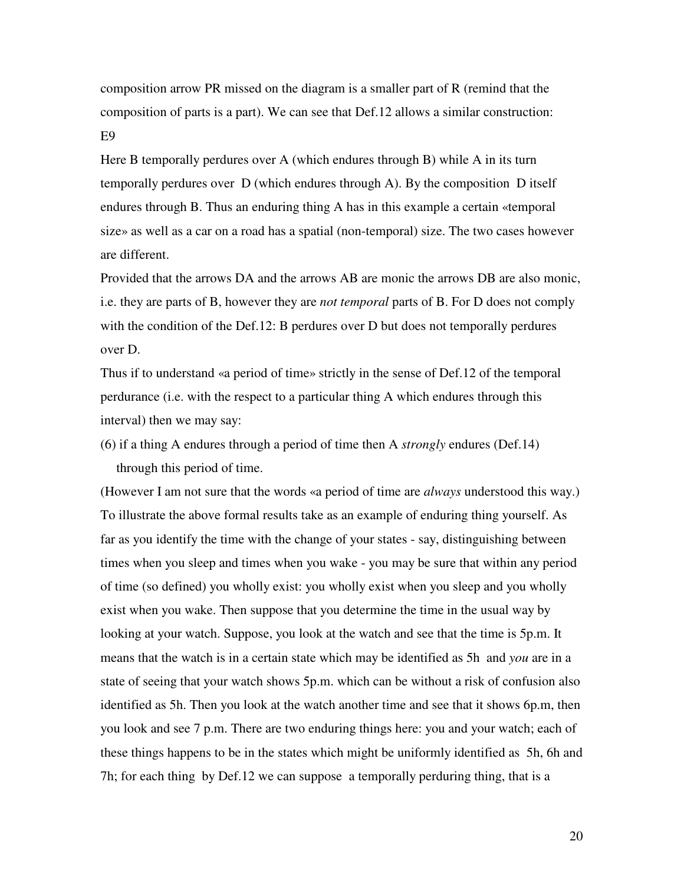composition arrow PR missed on the diagram is a smaller part of R (remind that the composition of parts is a part). We can see that Def.12 allows a similar construction:

E9

Here B temporally perdures over A (which endures through B) while A in its turn temporally perdures over D (which endures through A). By the composition D itself endures through B. Thus an enduring thing A has in this example a certain «temporal size» as well as a car on a road has a spatial (non-temporal) size. The two cases however are different.

Provided that the arrows DA and the arrows AB are monic the arrows DB are also monic, i.e. they are parts of B, however they are *not temporal* parts of B. For D does not comply with the condition of the Def.12: B perdures over D but does not temporally perdures over D.

Thus if to understand «a period of time» strictly in the sense of Def.12 of the temporal perdurance (i.e. with the respect to a particular thing A which endures through this interval) then we may say:

(6) if a thing A endures through a period of time then A *strongly* endures (Def.14) through this period of time.

(However I am not sure that the words «a period of time are *always* understood this way.)

To illustrate the above formal results take as an example of enduring thing yourself. As far as you identify the time with the change of your states - say, distinguishing between times when you sleep and times when you wake - you may be sure that within any period of time (so defined) you wholly exist: you wholly exist when you sleep and you wholly exist when you wake. Then suppose that you determine the time in the usual way by looking at your watch. Suppose, you look at the watch and see that the time is 5p.m. It means that the watch is in a certain state which may be identified as 5h and *you* are in a state of seeing that your watch shows 5p.m. which can be without a risk of confusion also identified as 5h. Then you look at the watch another time and see that it shows 6p.m, then you look and see 7 p.m. There are two enduring things here: you and your watch; each of these things happens to be in the states which might be uniformly identified as 5h, 6h and 7h; for each thing by Def.12 we can suppose a temporally perduring thing, that is a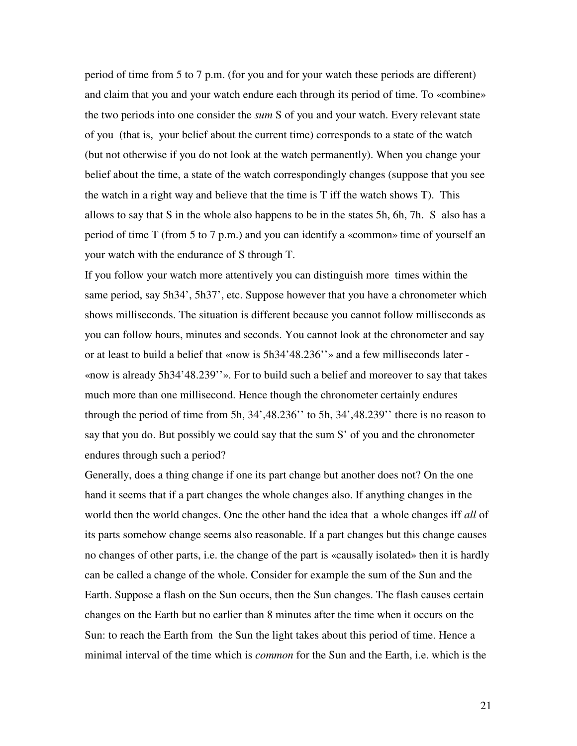period of time from 5 to 7 p.m. (for you and for your watch these periods are different) and claim that you and your watch endure each through its period of time. To «combine» the two periods into one consider the *sum* S of you and your watch. Every relevant state of you (that is, your belief about the current time) corresponds to a state of the watch (but not otherwise if you do not look at the watch permanently). When you change your belief about the time, a state of the watch correspondingly changes (suppose that you see the watch in a right way and believe that the time is T iff the watch shows T). This allows to say that S in the whole also happens to be in the states 5h, 6h, 7h. S also has a period of time T (from 5 to 7 p.m.) and you can identify a «common» time of yourself an your watch with the endurance of S through T.

If you follow your watch more attentively you can distinguish more times within the same period, say 5h34', 5h37', etc. Suppose however that you have a chronometer which shows milliseconds. The situation is different because you cannot follow milliseconds as you can follow hours, minutes and seconds. You cannot look at the chronometer and say or at least to build a belief that «now is 5h34'48.236''» and a few milliseconds later - «now is already 5h34'48.239''». For to build such a belief and moreover to say that takes much more than one millisecond. Hence though the chronometer certainly endures through the period of time from 5h, 34',48.236'' to 5h, 34',48.239'' there is no reason to say that you do. But possibly we could say that the sum S' of you and the chronometer endures through such a period?

Generally, does a thing change if one its part change but another does not? On the one hand it seems that if a part changes the whole changes also. If anything changes in the world then the world changes. One the other hand the idea that a whole changes iff *all* of its parts somehow change seems also reasonable. If a part changes but this change causes no changes of other parts, i.e. the change of the part is «causally isolated» then it is hardly can be called a change of the whole. Consider for example the sum of the Sun and the Earth. Suppose a flash on the Sun occurs, then the Sun changes. The flash causes certain changes on the Earth but no earlier than 8 minutes after the time when it occurs on the Sun: to reach the Earth from the Sun the light takes about this period of time. Hence a minimal interval of the time which is *common* for the Sun and the Earth, i.e. which is the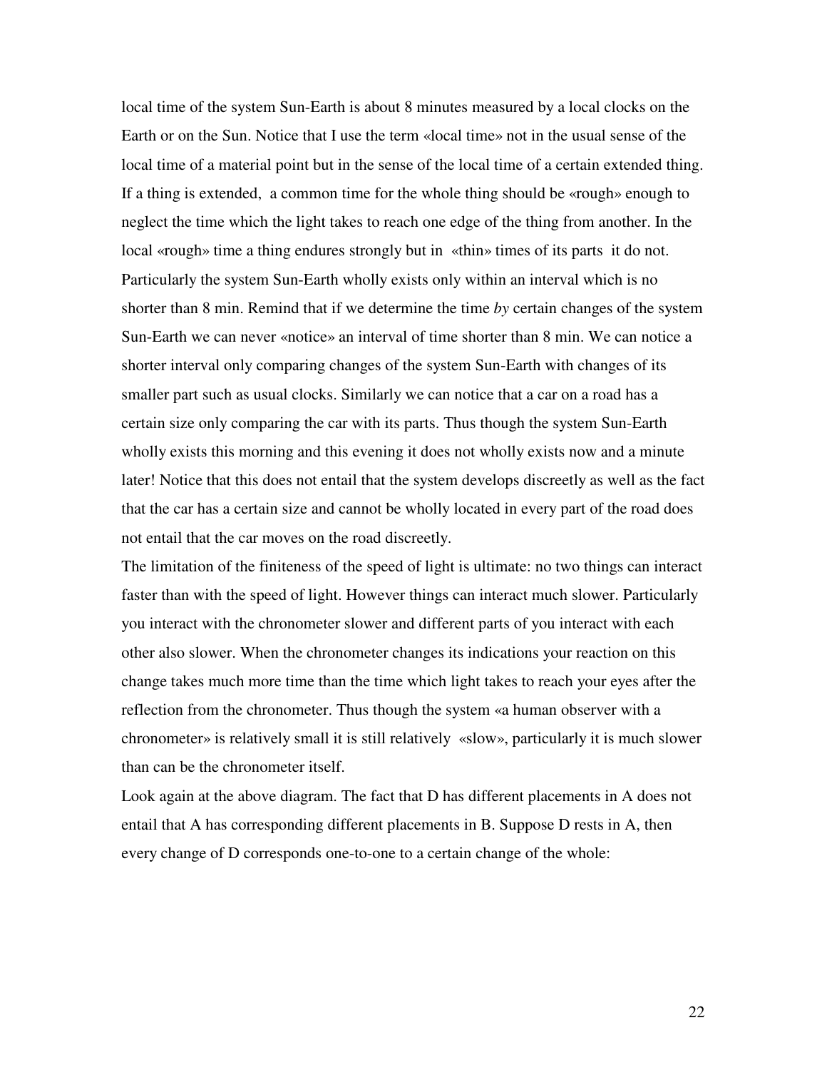local time of the system Sun-Earth is about 8 minutes measured by a local clocks on the Earth or on the Sun. Notice that I use the term «local time» not in the usual sense of the local time of a material point but in the sense of the local time of a certain extended thing. If a thing is extended, a common time for the whole thing should be «rough» enough to neglect the time which the light takes to reach one edge of the thing from another. In the local «rough» time a thing endures strongly but in «thin» times of its parts it do not. Particularly the system Sun-Earth wholly exists only within an interval which is no shorter than 8 min. Remind that if we determine the time *by* certain changes of the system Sun-Earth we can never «notice» an interval of time shorter than 8 min. We can notice a shorter interval only comparing changes of the system Sun-Earth with changes of its smaller part such as usual clocks. Similarly we can notice that a car on a road has a certain size only comparing the car with its parts. Thus though the system Sun-Earth wholly exists this morning and this evening it does not wholly exists now and a minute later! Notice that this does not entail that the system develops discreetly as well as the fact that the car has a certain size and cannot be wholly located in every part of the road does not entail that the car moves on the road discreetly.

The limitation of the finiteness of the speed of light is ultimate: no two things can interact faster than with the speed of light. However things can interact much slower. Particularly you interact with the chronometer slower and different parts of you interact with each other also slower. When the chronometer changes its indications your reaction on this change takes much more time than the time which light takes to reach your eyes after the reflection from the chronometer. Thus though the system «a human observer with a chronometer» is relatively small it is still relatively «slow», particularly it is much slower than can be the chronometer itself.

Look again at the above diagram. The fact that D has different placements in A does not entail that A has corresponding different placements in B. Suppose D rests in A, then every change of D corresponds one-to-one to a certain change of the whole: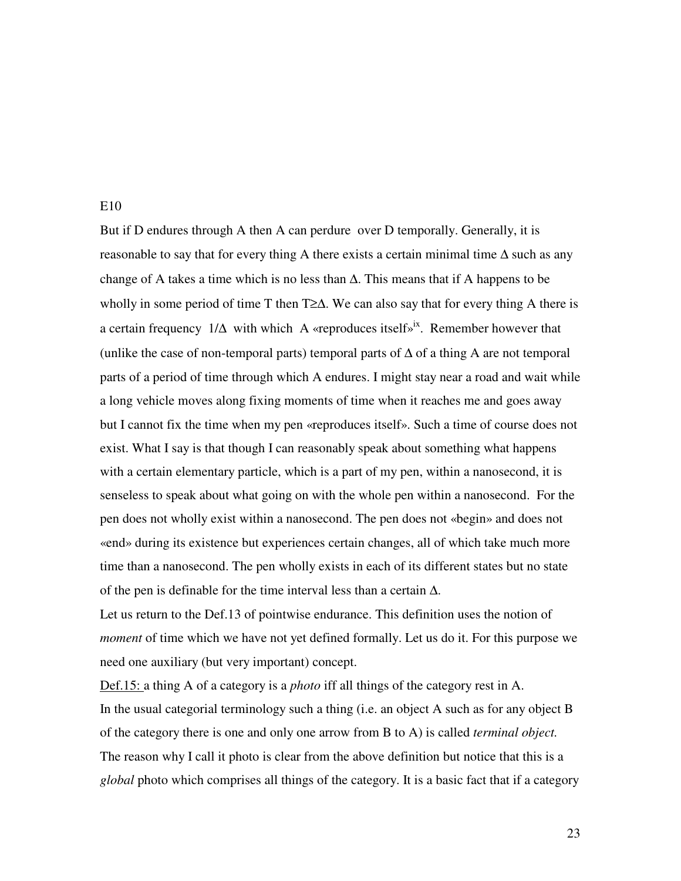E10

But if D endures through A then A can perdure over D temporally. Generally, it is reasonable to say that for every thing A there exists a certain minimal time $\Delta$ such as any change of A takes a time which is no less than $\Delta$. This means that if A happens to be wholly in some period of time T then $T \geq \Delta$. We can also say that for every thing A there is a certain frequency $1/\Delta$ with which A «reproduces itself»[ix]. Remember however that (unlike the case of non-temporal parts) temporal parts of $\Delta$ of a thing A are not temporal parts of a period of time through which A endures. I might stay near a road and wait while a long vehicle moves along fixing moments of time when it reaches me and goes away but I cannot fix the time when my pen «reproduces itself». Such a time of course does not exist. What I say is that though I can reasonably speak about something what happens with a certain elementary particle, which is a part of my pen, within a nanosecond, it is senseless to speak about what going on with the whole pen within a nanosecond. For the pen does not wholly exist within a nanosecond. The pen does not «begin» and does not «end» during its existence but experiences certain changes, all of which take much more time than a nanosecond. The pen wholly exists in each of its different states but no state of the pen is definable for the time interval less than a certain $\Delta$.

Let us return to the Def.13 of pointwise endurance. This definition uses the notion of *moment* of time which we have not yet defined formally. Let us do it. For this purpose we need one auxiliary (but very important) concept.

Def.15: a thing A of a category is a *photo* iff all things of the category rest in A.

In the usual categorial terminology such a thing (i.e. an object A such as for any object B of the category there is one and only one arrow from B to A) is called *terminal object.* The reason why I call it photo is clear from the above definition but notice that this is a *global* photo which comprises all things of the category. It is a basic fact that if a category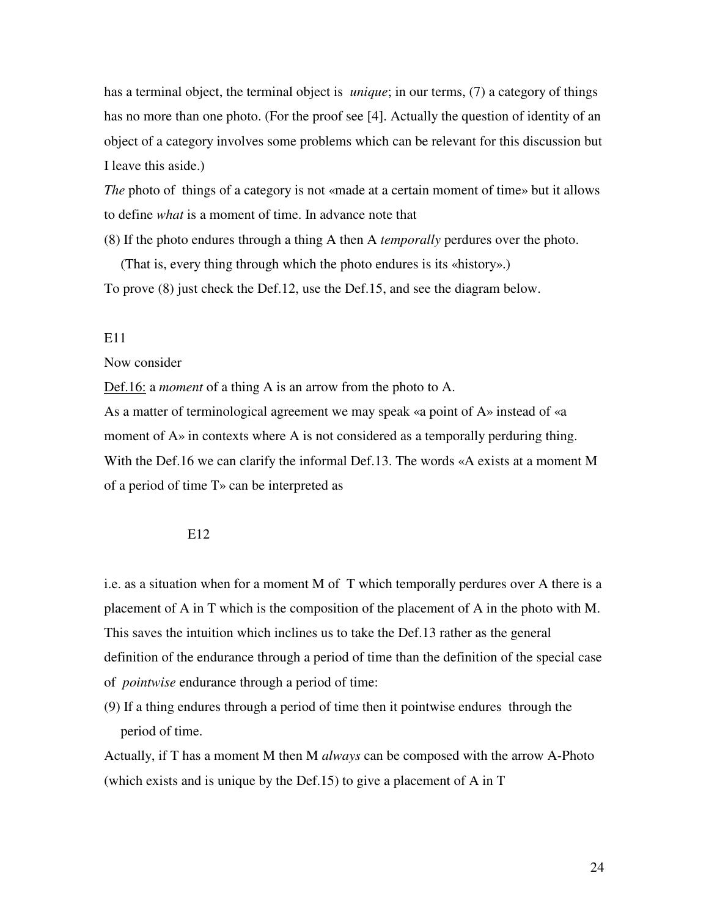has a terminal object, the terminal object is *unique*; in our terms, (7) a category of things has no more than one photo. (For the proof see [4]. Actually the question of identity of an object of a category involves some problems which can be relevant for this discussion but I leave this aside.)

*The* photo of things of a category is not «made at a certain moment of time» but it allows to define *what* is a moment of time. In advance note that

(8) If the photo endures through a thing A then A *temporally* perdures over the photo.
(That is, every thing through which the photo endures is its «history».)

To prove (8) just check the Def.12, use the Def.15, and see the diagram below.

E11

Now consider

Def.16: a *moment* of a thing A is an arrow from the photo to A.

As a matter of terminological agreement we may speak «a point of A» instead of «a moment of A» in contexts where A is not considered as a temporally perduring thing.

With the Def.16 we can clarify the informal Def.13. The words «A exists at a moment M of a period of time T» can be interpreted as

E12

i.e. as a situation when for a moment M of T which temporally perdures over A there is a placement of A in T which is the composition of the placement of A in the photo with M. This saves the intuition which inclines us to take the Def.13 rather as the general definition of the endurance through a period of time than the definition of the special case of *pointwise* endurance through a period of time:

(9) If a thing endures through a period of time then it pointwise endures through the period of time.

Actually, if T has a moment M then M *always* can be composed with the arrow A-Photo (which exists and is unique by the Def.15) to give a placement of A in T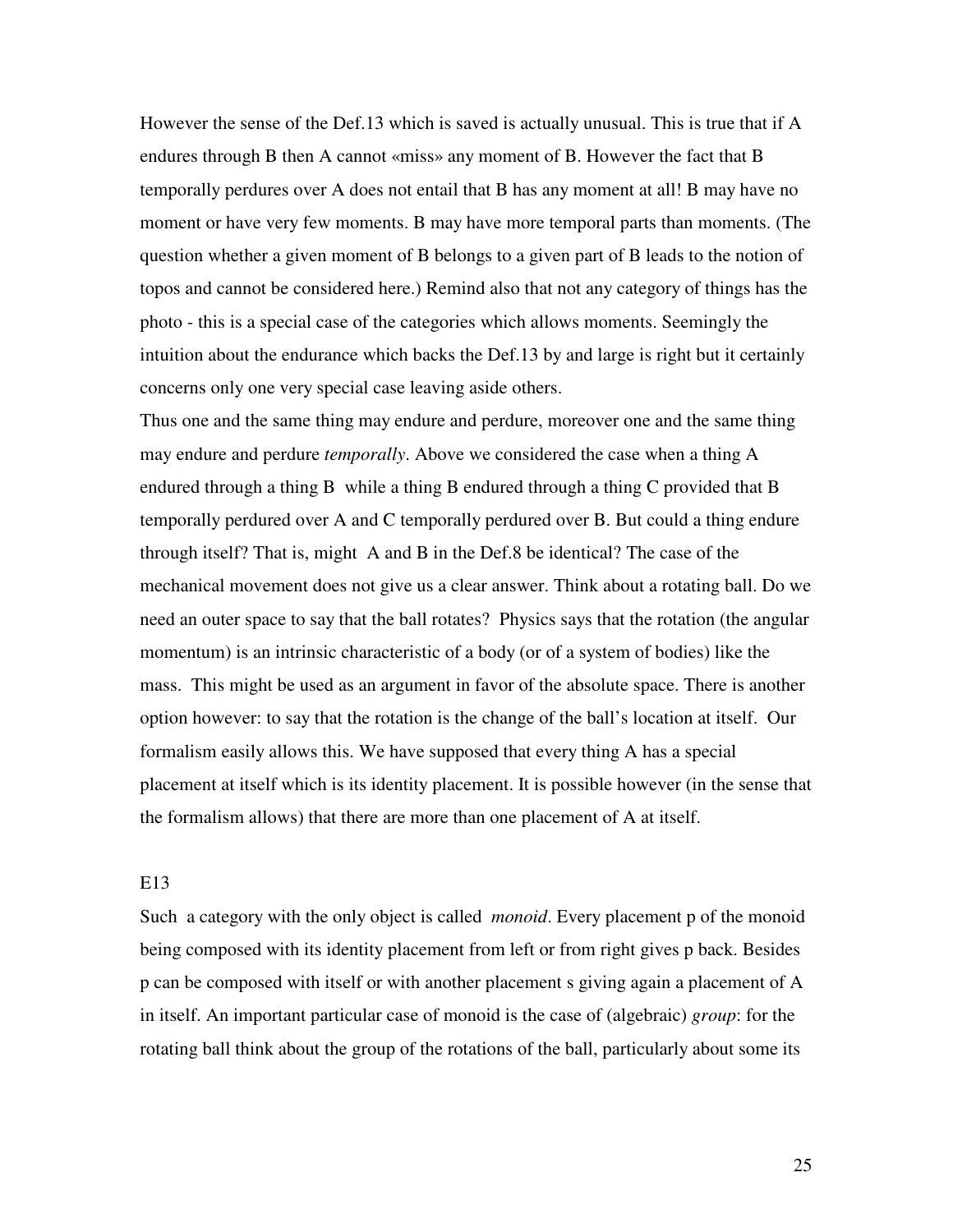However the sense of the Def.13 which is saved is actually unusual. This is true that if A endures through B then A cannot «miss» any moment of B. However the fact that B temporally perdures over A does not entail that B has any moment at all! B may have no moment or have very few moments. B may have more temporal parts than moments. (The question whether a given moment of B belongs to a given part of B leads to the notion of topos and cannot be considered here.) Remind also that not any category of things has the photo - this is a special case of the categories which allows moments. Seemingly the intuition about the endurance which backs the Def.13 by and large is right but it certainly concerns only one very special case leaving aside others.

Thus one and the same thing may endure and perdure, moreover one and the same thing may endure and perdure *temporally*. Above we considered the case when a thing A endured through a thing B while a thing B endured through a thing C provided that B temporally perdured over A and C temporally perdured over B. But could a thing endure through itself? That is, might A and B in the Def.8 be identical? The case of the mechanical movement does not give us a clear answer. Think about a rotating ball. Do we need an outer space to say that the ball rotates? Physics says that the rotation (the angular momentum) is an intrinsic characteristic of a body (or of a system of bodies) like the mass. This might be used as an argument in favor of the absolute space. There is another option however: to say that the rotation is the change of the ball's location at itself. Our formalism easily allows this. We have supposed that every thing A has a special placement at itself which is its identity placement. It is possible however (in the sense that the formalism allows) that there are more than one placement of A at itself.

E13

Such a category with the only object is called *monoid*. Every placement p of the monoid being composed with its identity placement from left or from right gives p back. Besides p can be composed with itself or with another placement s giving again a placement of A in itself. An important particular case of monoid is the case of (algebraic) *group*: for the rotating ball think about the group of the rotations of the ball, particularly about some its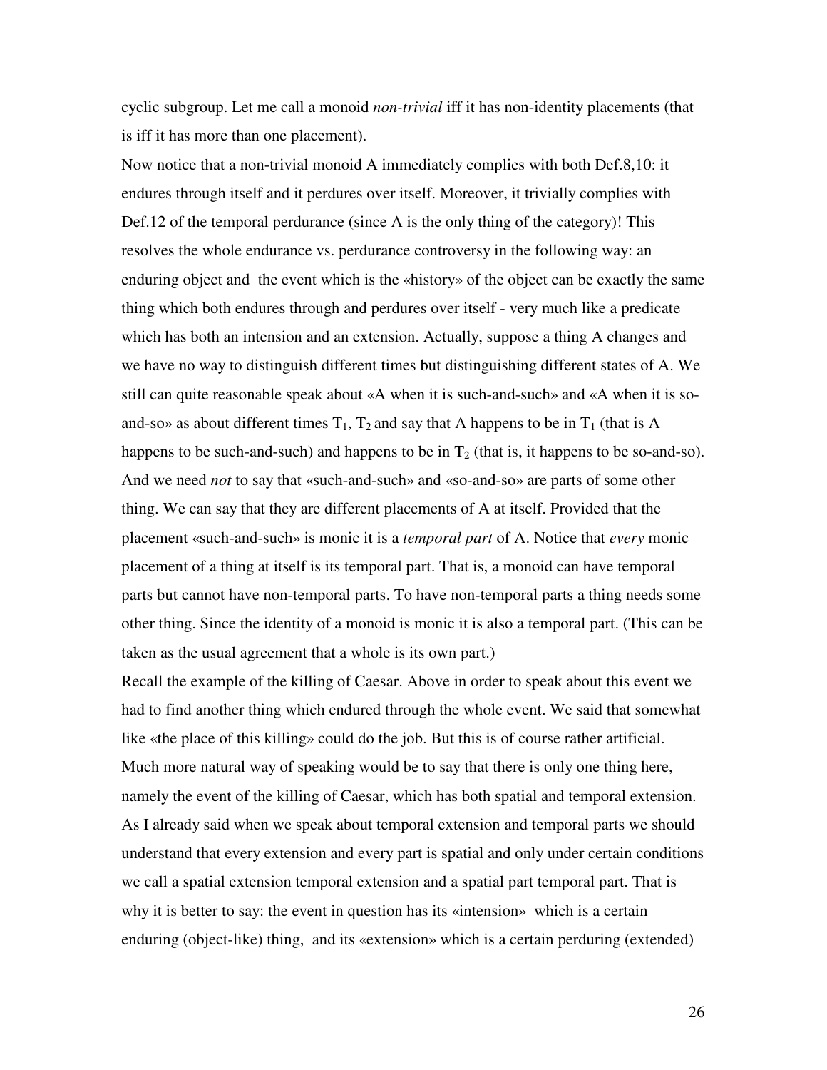cyclic subgroup. Let me call a monoid *non-trivial* iff it has non-identity placements (that is iff it has more than one placement).

Now notice that a non-trivial monoid A immediately complies with both Def.8,10: it endures through itself and it perdures over itself. Moreover, it trivially complies with Def.12 of the temporal perdurance (since A is the only thing of the category)! This resolves the whole endurance vs. perdurance controversy in the following way: an enduring object and the event which is the «history» of the object can be exactly the same thing which both endures through and perdures over itself - very much like a predicate which has both an intension and an extension. Actually, suppose a thing A changes and we have no way to distinguish different times but distinguishing different states of A. We still can quite reasonable speak about «A when it is such-and-such» and «A when it is so-and-so» as about different times $T_1$, $T_2$ and say that A happens to be in $T_1$ (that is A happens to be such-and-such) and happens to be in $T_2$ (that is, it happens to be so-and-so). And we need *not* to say that «such-and-such» and «so-and-so» are parts of some other thing. We can say that they are different placements of A at itself. Provided that the placement «such-and-such» is monic it is a *temporal part* of A. Notice that *every* monic placement of a thing at itself is its temporal part. That is, a monoid can have temporal parts but cannot have non-temporal parts. To have non-temporal parts a thing needs some other thing. Since the identity of a monoid is monic it is also a temporal part. (This can be taken as the usual agreement that a whole is its own part.)

Recall the example of the killing of Caesar. Above in order to speak about this event we had to find another thing which endured through the whole event. We said that somewhat like «the place of this killing» could do the job. But this is of course rather artificial. Much more natural way of speaking would be to say that there is only one thing here, namely the event of the killing of Caesar, which has both spatial and temporal extension. As I already said when we speak about temporal extension and temporal parts we should understand that every extension and every part is spatial and only under certain conditions we call a spatial extension temporal extension and a spatial part temporal part. That is why it is better to say: the event in question has its «intension» which is a certain enduring (object-like) thing, and its «extension» which is a certain perduring (extended)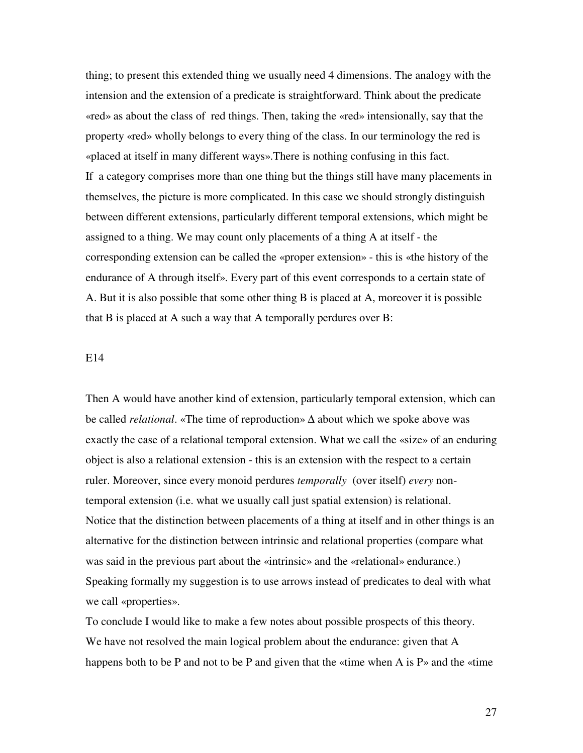thing; to present this extended thing we usually need 4 dimensions. The analogy with the intension and the extension of a predicate is straightforward. Think about the predicate «red» as about the class of red things. Then, taking the «red» intensionally, say that the property «red» wholly belongs to every thing of the class. In our terminology the red is «placed at itself in many different ways».There is nothing confusing in this fact.

If a category comprises more than one thing but the things still have many placements in themselves, the picture is more complicated. In this case we should strongly distinguish between different extensions, particularly different temporal extensions, which might be assigned to a thing. We may count only placements of a thing A at itself - the corresponding extension can be called the «proper extension» - this is «the history of the endurance of A through itself». Every part of this event corresponds to a certain state of A. But it is also possible that some other thing B is placed at A, moreover it is possible that B is placed at A such a way that A temporally perdures over B:

E14

Then A would have another kind of extension, particularly temporal extension, which can be called *relational*. «The time of reproduction» $\Delta$ about which we spoke above was exactly the case of a relational temporal extension. What we call the «size» of an enduring object is also a relational extension - this is an extension with the respect to a certain ruler. Moreover, since every monoid perdures *temporally* (over itself) *every* non-temporal extension (i.e. what we usually call just spatial extension) is relational.

Notice that the distinction between placements of a thing at itself and in other things is an alternative for the distinction between intrinsic and relational properties (compare what was said in the previous part about the «intrinsic» and the «relational» endurance.) Speaking formally my suggestion is to use arrows instead of predicates to deal with what we call «properties».

To conclude I would like to make a few notes about possible prospects of this theory. We have not resolved the main logical problem about the endurance: given that A happens both to be P and not to be P and given that the «time when A is P» and the «time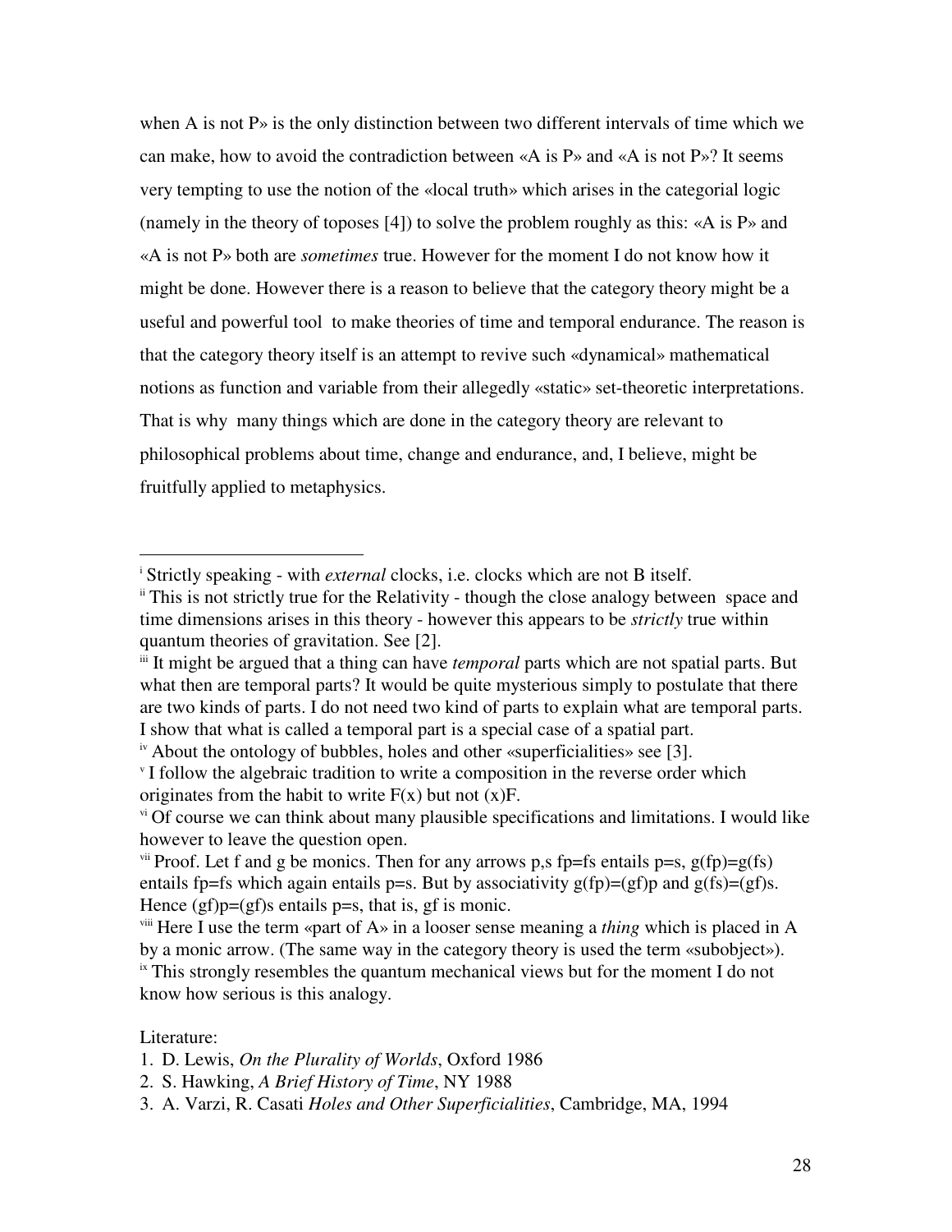when A is not P» is the only distinction between two different intervals of time which we can make, how to avoid the contradiction between «A is P» and «A is not P»? It seems very tempting to use the notion of the «local truth» which arises in the categorial logic (namely in the theory of toposes [4]) to solve the problem roughly as this: «A is P» and «A is not P» both are *sometimes* true. However for the moment I do not know how it might be done. However there is a reason to believe that the category theory might be a useful and powerful tool to make theories of time and temporal endurance. The reason is that the category theory itself is an attempt to revive such «dynamical» mathematical notions as function and variable from their allegedly «static» set-theoretic interpretations. That is why many things which are done in the category theory are relevant to philosophical problems about time, change and endurance, and, I believe, might be fruitfully applied to metaphysics.

---

[i] Strictly speaking - with *external* clocks, i.e. clocks which are not B itself.

[ii] This is not strictly true for the Relativity - though the close analogy between space and time dimensions arises in this theory - however this appears to be *strictly* true within quantum theories of gravitation. See [2].

[iii] It might be argued that a thing can have *temporal* parts which are not spatial parts. But what then are temporal parts? It would be quite mysterious simply to postulate that there are two kinds of parts. I do not need two kind of parts to explain what are temporal parts. I show that what is called a temporal part is a special case of a spatial part.

[iv] About the ontology of bubbles, holes and other «superficialities» see [3].

[v] I follow the algebraic tradition to write a composition in the reverse order which originates from the habit to write F(x) but not (x)F.

[vi] Of course we can think about many plausible specifications and limitations. I would like however to leave the question open.

[vii] Proof. Let f and g be monics. Then for any arrows p,s fp=fs entails p=s, g(fp)=g(fs) entails fp=fs which again entails p=s. But by associativity g(fp)=(gf)p and g(fs)=(gf)s. Hence (gf)p=(gf)s entails p=s, that is, gf is monic.

[viii] Here I use the term «part of A» in a looser sense meaning a *thing* which is placed in A by a monic arrow. (The same way in the category theory is used the term «subobject»).

[ix] This strongly resembles the quantum mechanical views but for the moment I do not know how serious is this analogy.

Literature:

1. D. Lewis, *On the Plurality of Worlds*, Oxford 1986
2. S. Hawking, *A Brief History of Time*, NY 1988
3. A. Varzi, R. Casati *Holes and Other Superficialities*, Cambridge, MA, 1994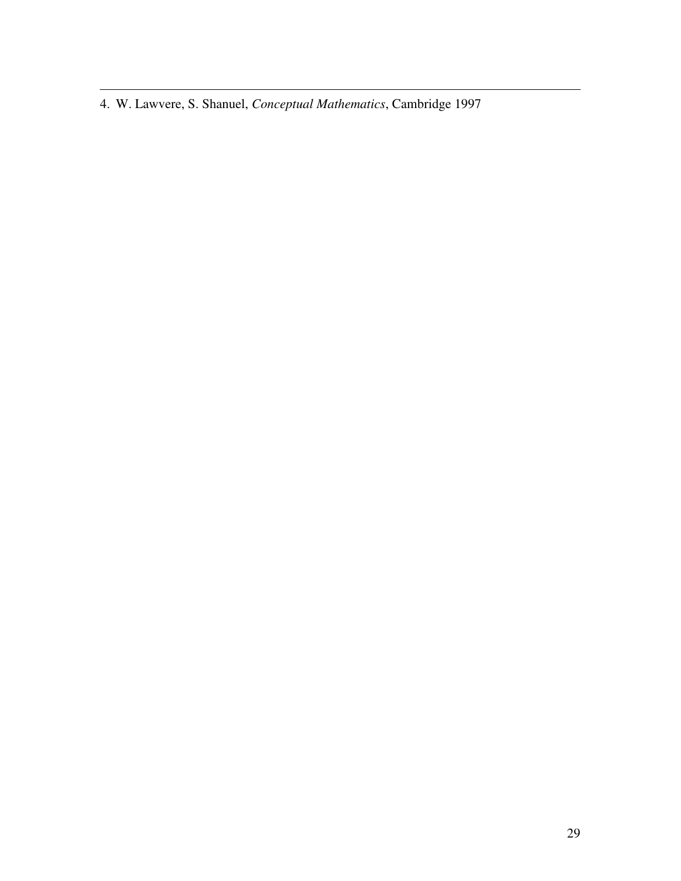4. W. Lawvere, S. Shanuel, *Conceptual Mathematics*, Cambridge 1997